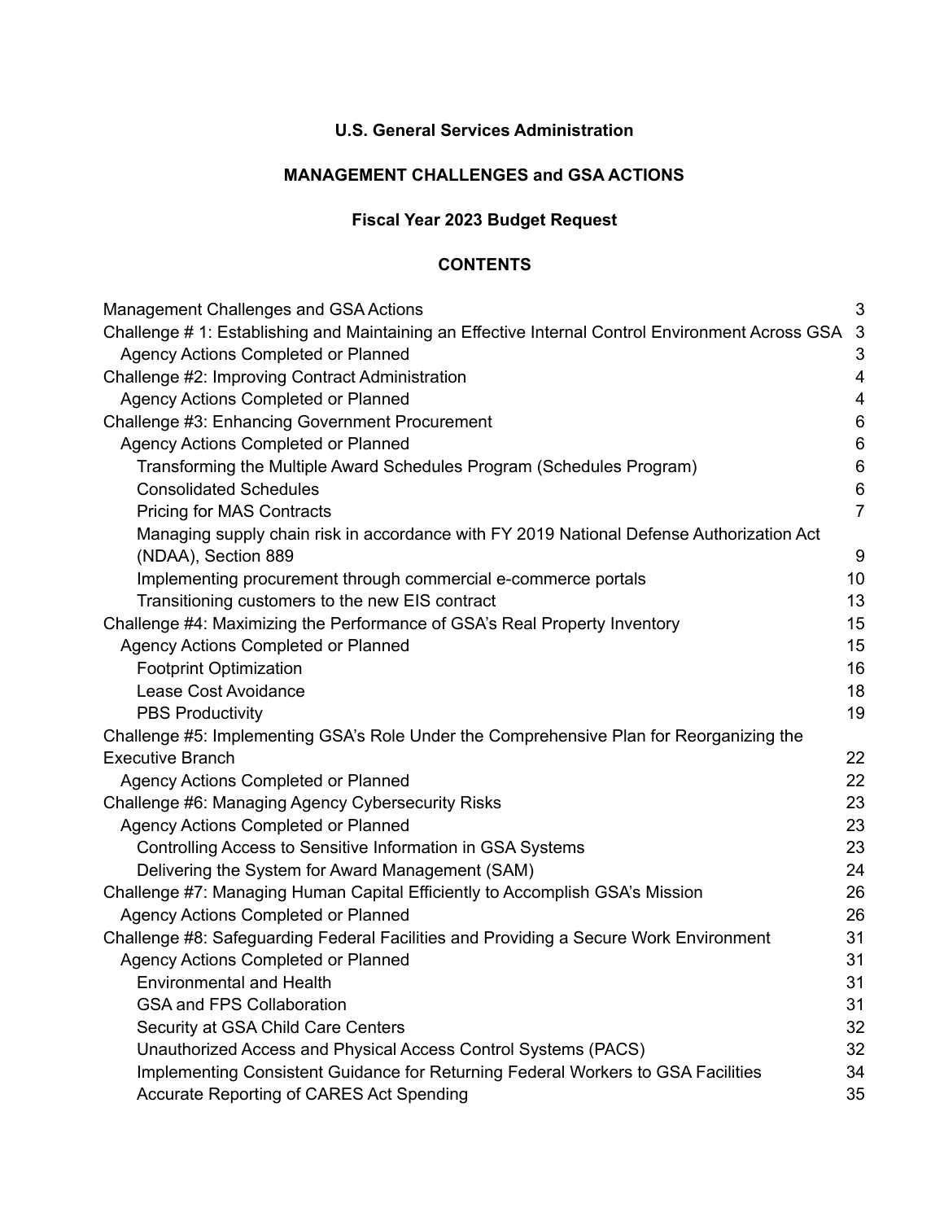**U.S. General Services Administration**

**MANAGEMENT CHALLENGES and GSA ACTIONS**

**Fiscal Year 2023 Budget Request**

**CONTENTS**

| | |
|---|---|
| Management Challenges and GSA Actions | 3 |
| Challenge # 1: Establishing and Maintaining an Effective Internal Control Environment Across GSA | 3 |
| Agency Actions Completed or Planned | 3 |
| Challenge #2: Improving Contract Administration | 4 |
| Agency Actions Completed or Planned | 4 |
| Challenge #3: Enhancing Government Procurement | 6 |
| Agency Actions Completed or Planned | 6 |
| Transforming the Multiple Award Schedules Program (Schedules Program) | 6 |
| Consolidated Schedules | 6 |
| Pricing for MAS Contracts | 7 |
| Managing supply chain risk in accordance with FY 2019 National Defense Authorization Act (NDAA), Section 889 | 9 |
| Implementing procurement through commercial e-commerce portals | 10 |
| Transitioning customers to the new EIS contract | 13 |
| Challenge #4: Maximizing the Performance of GSA's Real Property Inventory | 15 |
| Agency Actions Completed or Planned | 15 |
| Footprint Optimization | 16 |
| Lease Cost Avoidance | 18 |
| PBS Productivity | 19 |
| Challenge #5: Implementing GSA's Role Under the Comprehensive Plan for Reorganizing the Executive Branch | 22 |
| Agency Actions Completed or Planned | 22 |
| Challenge #6: Managing Agency Cybersecurity Risks | 23 |
| Agency Actions Completed or Planned | 23 |
| Controlling Access to Sensitive Information in GSA Systems | 23 |
| Delivering the System for Award Management (SAM) | 24 |
| Challenge #7: Managing Human Capital Efficiently to Accomplish GSA's Mission | 26 |
| Agency Actions Completed or Planned | 26 |
| Challenge #8: Safeguarding Federal Facilities and Providing a Secure Work Environment | 31 |
| Agency Actions Completed or Planned | 31 |
| Environmental and Health | 31 |
| GSA and FPS Collaboration | 31 |
| Security at GSA Child Care Centers | 32 |
| Unauthorized Access and Physical Access Control Systems (PACS) | 32 |
| Implementing Consistent Guidance for Returning Federal Workers to GSA Facilities | 34 |
| Accurate Reporting of CARES Act Spending | 35 |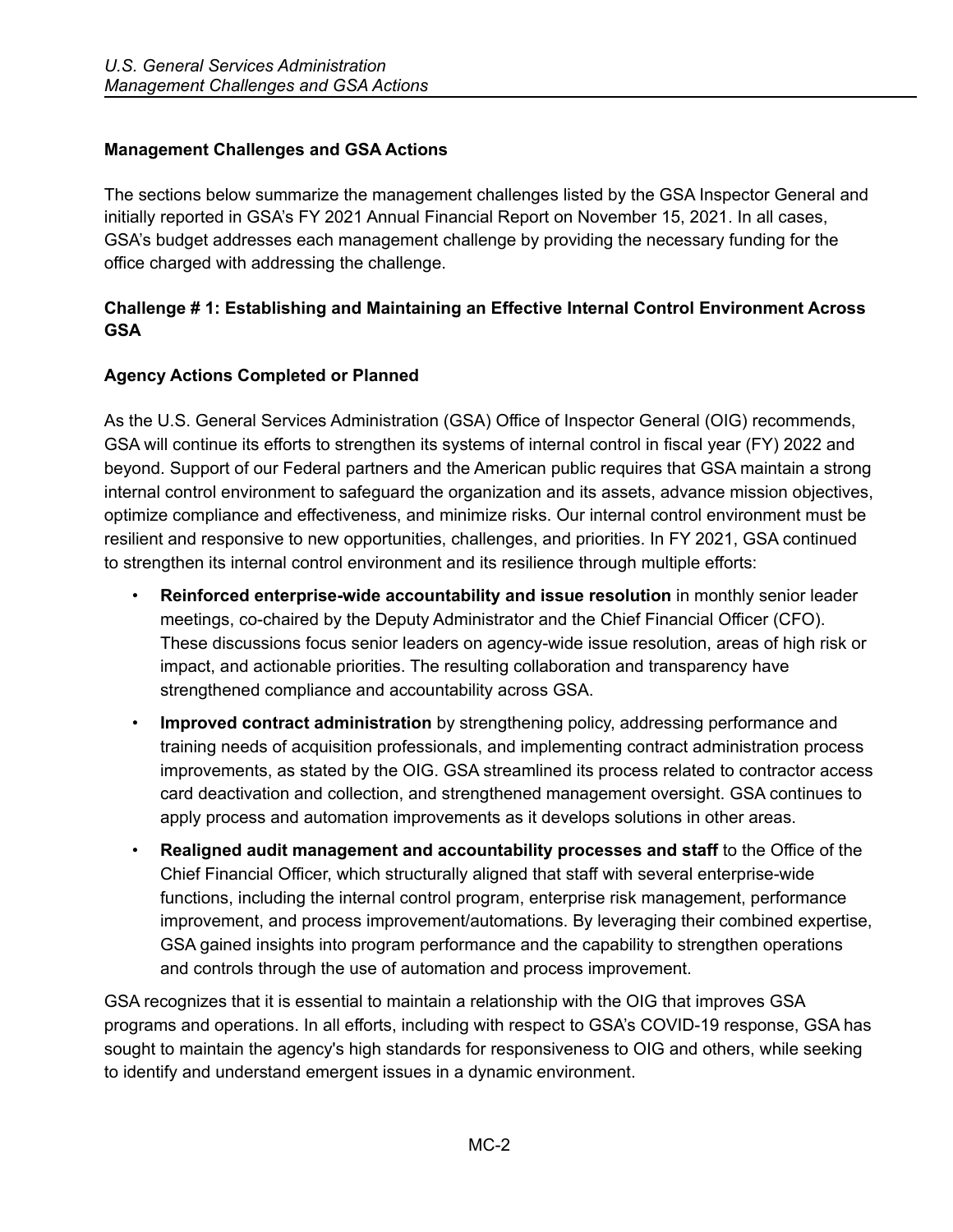## Management Challenges and GSA Actions

The sections below summarize the management challenges listed by the GSA Inspector General and initially reported in GSA's FY 2021 Annual Financial Report on November 15, 2021. In all cases, GSA's budget addresses each management challenge by providing the necessary funding for the office charged with addressing the challenge.

### Challenge # 1: Establishing and Maintaining an Effective Internal Control Environment Across GSA

#### Agency Actions Completed or Planned

As the U.S. General Services Administration (GSA) Office of Inspector General (OIG) recommends, GSA will continue its efforts to strengthen its systems of internal control in fiscal year (FY) 2022 and beyond. Support of our Federal partners and the American public requires that GSA maintain a strong internal control environment to safeguard the organization and its assets, advance mission objectives, optimize compliance and effectiveness, and minimize risks. Our internal control environment must be resilient and responsive to new opportunities, challenges, and priorities. In FY 2021, GSA continued to strengthen its internal control environment and its resilience through multiple efforts:

- **Reinforced enterprise-wide accountability and issue resolution** in monthly senior leader meetings, co-chaired by the Deputy Administrator and the Chief Financial Officer (CFO). These discussions focus senior leaders on agency-wide issue resolution, areas of high risk or impact, and actionable priorities. The resulting collaboration and transparency have strengthened compliance and accountability across GSA.
- **Improved contract administration** by strengthening policy, addressing performance and training needs of acquisition professionals, and implementing contract administration process improvements, as stated by the OIG. GSA streamlined its process related to contractor access card deactivation and collection, and strengthened management oversight. GSA continues to apply process and automation improvements as it develops solutions in other areas.
- **Realigned audit management and accountability processes and staff** to the Office of the Chief Financial Officer, which structurally aligned that staff with several enterprise-wide functions, including the internal control program, enterprise risk management, performance improvement, and process improvement/automations. By leveraging their combined expertise, GSA gained insights into program performance and the capability to strengthen operations and controls through the use of automation and process improvement.

GSA recognizes that it is essential to maintain a relationship with the OIG that improves GSA programs and operations. In all efforts, including with respect to GSA's COVID-19 response, GSA has sought to maintain the agency's high standards for responsiveness to OIG and others, while seeking to identify and understand emergent issues in a dynamic environment.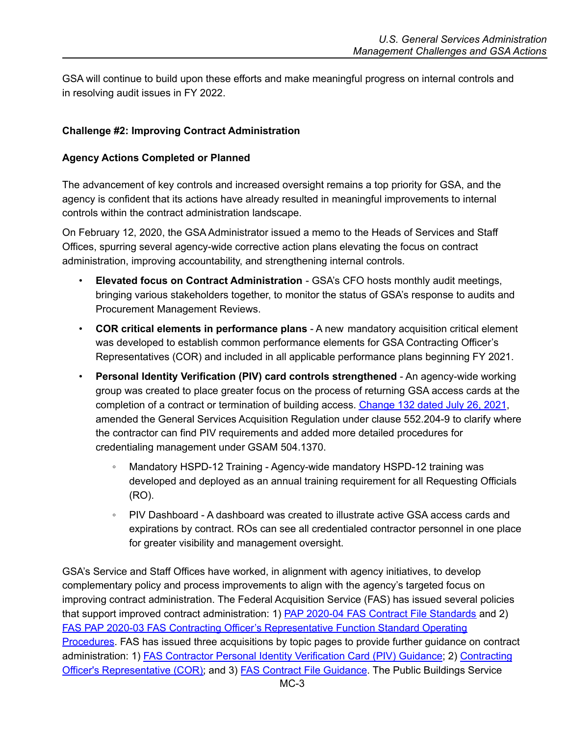GSA will continue to build upon these efforts and make meaningful progress on internal controls and in resolving audit issues in FY 2022.

**Challenge #2: Improving Contract Administration**

**Agency Actions Completed or Planned**

The advancement of key controls and increased oversight remains a top priority for GSA, and the agency is confident that its actions have already resulted in meaningful improvements to internal controls within the contract administration landscape.

On February 12, 2020, the GSA Administrator issued a memo to the Heads of Services and Staff Offices, spurring several agency-wide corrective action plans elevating the focus on contract administration, improving accountability, and strengthening internal controls.

- **Elevated focus on Contract Administration** - GSA's CFO hosts monthly audit meetings, bringing various stakeholders together, to monitor the status of GSA's response to audits and Procurement Management Reviews.
- **COR critical elements in performance plans** - A new mandatory acquisition critical element was developed to establish common performance elements for GSA Contracting Officer's Representatives (COR) and included in all applicable performance plans beginning FY 2021.
- **Personal Identity Verification (PIV) card controls strengthened** - An agency-wide working group was created to place greater focus on the process of returning GSA access cards at the completion of a contract or termination of building access. Change 132 dated July 26, 2021, amended the General Services Acquisition Regulation under clause 552.204-9 to clarify where the contractor can find PIV requirements and added more detailed procedures for credentialing management under GSAM 504.1370.
    - Mandatory HSPD-12 Training - Agency-wide mandatory HSPD-12 training was developed and deployed as an annual training requirement for all Requesting Officials (RO).
    - PIV Dashboard - A dashboard was created to illustrate active GSA access cards and expirations by contract. ROs can see all credentialed contractor personnel in one place for greater visibility and management oversight.

GSA's Service and Staff Offices have worked, in alignment with agency initiatives, to develop complementary policy and process improvements to align with the agency's targeted focus on improving contract administration. The Federal Acquisition Service (FAS) has issued several policies that support improved contract administration: 1) PAP 2020-04 FAS Contract File Standards and 2) FAS PAP 2020-03 FAS Contracting Officer's Representative Function Standard Operating Procedures. FAS has issued three acquisitions by topic pages to provide further guidance on contract administration: 1) FAS Contractor Personal Identity Verification Card (PIV) Guidance; 2) Contracting Officer's Representative (COR); and 3) FAS Contract File Guidance. The Public Buildings Service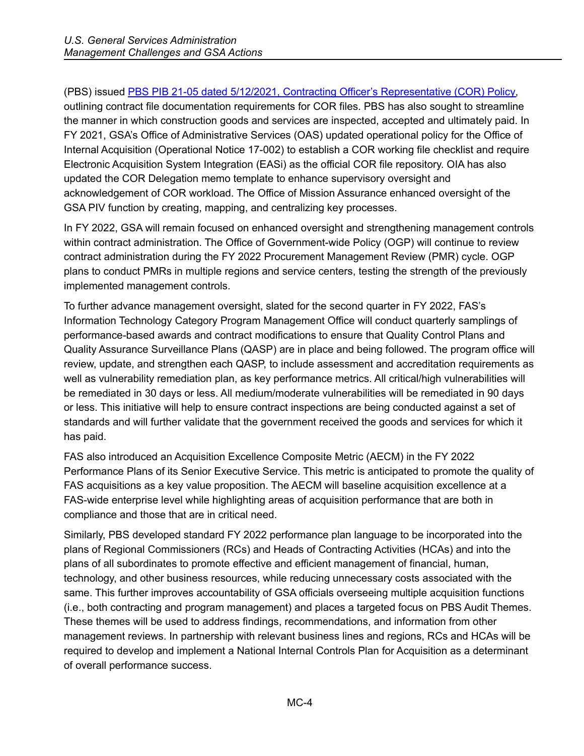(PBS) issued [PBS PIB 21-05 dated 5/12/2021, Contracting Officer's Representative (COR) Policy](), outlining contract file documentation requirements for COR files. PBS has also sought to streamline the manner in which construction goods and services are inspected, accepted and ultimately paid. In FY 2021, GSA's Office of Administrative Services (OAS) updated operational policy for the Office of Internal Acquisition (Operational Notice 17-002) to establish a COR working file checklist and require Electronic Acquisition System Integration (EASi) as the official COR file repository. OIA has also updated the COR Delegation memo template to enhance supervisory oversight and acknowledgement of COR workload. The Office of Mission Assurance enhanced oversight of the GSA PIV function by creating, mapping, and centralizing key processes.

In FY 2022, GSA will remain focused on enhanced oversight and strengthening management controls within contract administration. The Office of Government-wide Policy (OGP) will continue to review contract administration during the FY 2022 Procurement Management Review (PMR) cycle. OGP plans to conduct PMRs in multiple regions and service centers, testing the strength of the previously implemented management controls.

To further advance management oversight, slated for the second quarter in FY 2022, FAS's Information Technology Category Program Management Office will conduct quarterly samplings of performance-based awards and contract modifications to ensure that Quality Control Plans and Quality Assurance Surveillance Plans (QASP) are in place and being followed. The program office will review, update, and strengthen each QASP, to include assessment and accreditation requirements as well as vulnerability remediation plan, as key performance metrics. All critical/high vulnerabilities will be remediated in 30 days or less. All medium/moderate vulnerabilities will be remediated in 90 days or less. This initiative will help to ensure contract inspections are being conducted against a set of standards and will further validate that the government received the goods and services for which it has paid.

FAS also introduced an Acquisition Excellence Composite Metric (AECM) in the FY 2022 Performance Plans of its Senior Executive Service. This metric is anticipated to promote the quality of FAS acquisitions as a key value proposition. The AECM will baseline acquisition excellence at a FAS-wide enterprise level while highlighting areas of acquisition performance that are both in compliance and those that are in critical need.

Similarly, PBS developed standard FY 2022 performance plan language to be incorporated into the plans of Regional Commissioners (RCs) and Heads of Contracting Activities (HCAs) and into the plans of all subordinates to promote effective and efficient management of financial, human, technology, and other business resources, while reducing unnecessary costs associated with the same. This further improves accountability of GSA officials overseeing multiple acquisition functions (i.e., both contracting and program management) and places a targeted focus on PBS Audit Themes. These themes will be used to address findings, recommendations, and information from other management reviews. In partnership with relevant business lines and regions, RCs and HCAs will be required to develop and implement a National Internal Controls Plan for Acquisition as a determinant of overall performance success.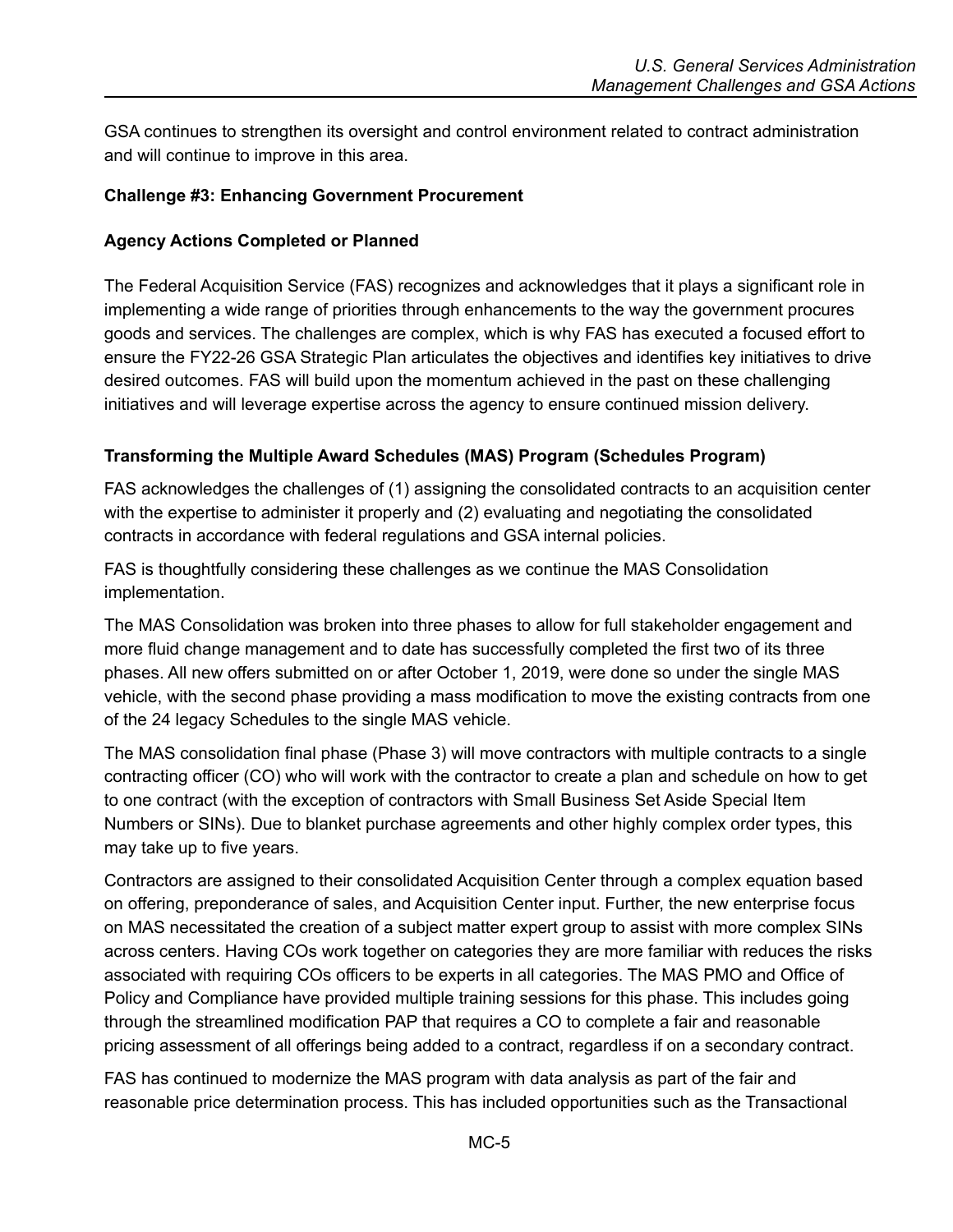GSA continues to strengthen its oversight and control environment related to contract administration and will continue to improve in this area.

**Challenge #3: Enhancing Government Procurement**

**Agency Actions Completed or Planned**

The Federal Acquisition Service (FAS) recognizes and acknowledges that it plays a significant role in implementing a wide range of priorities through enhancements to the way the government procures goods and services. The challenges are complex, which is why FAS has executed a focused effort to ensure the FY22-26 GSA Strategic Plan articulates the objectives and identifies key initiatives to drive desired outcomes. FAS will build upon the momentum achieved in the past on these challenging initiatives and will leverage expertise across the agency to ensure continued mission delivery.

**Transforming the Multiple Award Schedules (MAS) Program (Schedules Program)**

FAS acknowledges the challenges of (1) assigning the consolidated contracts to an acquisition center with the expertise to administer it properly and (2) evaluating and negotiating the consolidated contracts in accordance with federal regulations and GSA internal policies.

FAS is thoughtfully considering these challenges as we continue the MAS Consolidation implementation.

The MAS Consolidation was broken into three phases to allow for full stakeholder engagement and more fluid change management and to date has successfully completed the first two of its three phases. All new offers submitted on or after October 1, 2019, were done so under the single MAS vehicle, with the second phase providing a mass modification to move the existing contracts from one of the 24 legacy Schedules to the single MAS vehicle.

The MAS consolidation final phase (Phase 3) will move contractors with multiple contracts to a single contracting officer (CO) who will work with the contractor to create a plan and schedule on how to get to one contract (with the exception of contractors with Small Business Set Aside Special Item Numbers or SINs). Due to blanket purchase agreements and other highly complex order types, this may take up to five years.

Contractors are assigned to their consolidated Acquisition Center through a complex equation based on offering, preponderance of sales, and Acquisition Center input. Further, the new enterprise focus on MAS necessitated the creation of a subject matter expert group to assist with more complex SINs across centers. Having COs work together on categories they are more familiar with reduces the risks associated with requiring COs officers to be experts in all categories. The MAS PMO and Office of Policy and Compliance have provided multiple training sessions for this phase. This includes going through the streamlined modification PAP that requires a CO to complete a fair and reasonable pricing assessment of all offerings being added to a contract, regardless if on a secondary contract.

FAS has continued to modernize the MAS program with data analysis as part of the fair and reasonable price determination process. This has included opportunities such as the Transactional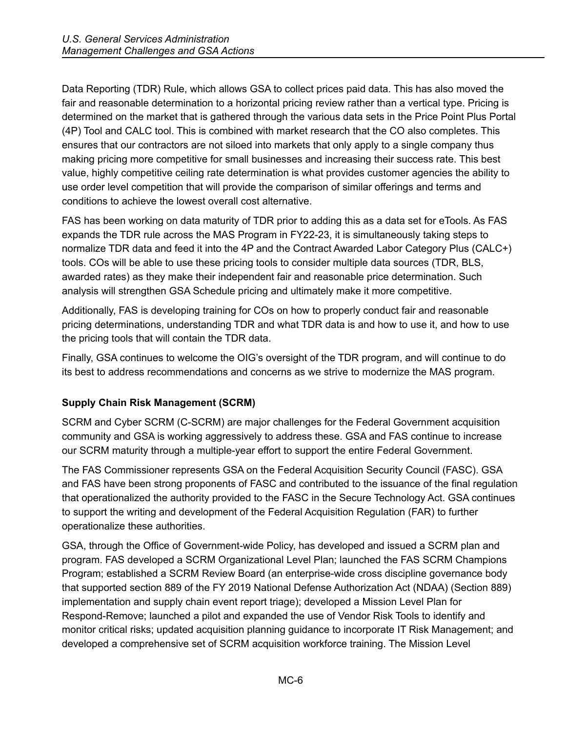Data Reporting (TDR) Rule, which allows GSA to collect prices paid data. This has also moved the fair and reasonable determination to a horizontal pricing review rather than a vertical type. Pricing is determined on the market that is gathered through the various data sets in the Price Point Plus Portal (4P) Tool and CALC tool. This is combined with market research that the CO also completes. This ensures that our contractors are not siloed into markets that only apply to a single company thus making pricing more competitive for small businesses and increasing their success rate. This best value, highly competitive ceiling rate determination is what provides customer agencies the ability to use order level competition that will provide the comparison of similar offerings and terms and conditions to achieve the lowest overall cost alternative.

FAS has been working on data maturity of TDR prior to adding this as a data set for eTools. As FAS expands the TDR rule across the MAS Program in FY22-23, it is simultaneously taking steps to normalize TDR data and feed it into the 4P and the Contract Awarded Labor Category Plus (CALC+) tools. COs will be able to use these pricing tools to consider multiple data sources (TDR, BLS, awarded rates) as they make their independent fair and reasonable price determination. Such analysis will strengthen GSA Schedule pricing and ultimately make it more competitive.

Additionally, FAS is developing training for COs on how to properly conduct fair and reasonable pricing determinations, understanding TDR and what TDR data is and how to use it, and how to use the pricing tools that will contain the TDR data.

Finally, GSA continues to welcome the OIG's oversight of the TDR program, and will continue to do its best to address recommendations and concerns as we strive to modernize the MAS program.

**Supply Chain Risk Management (SCRM)**

SCRM and Cyber SCRM (C-SCRM) are major challenges for the Federal Government acquisition community and GSA is working aggressively to address these. GSA and FAS continue to increase our SCRM maturity through a multiple-year effort to support the entire Federal Government.

The FAS Commissioner represents GSA on the Federal Acquisition Security Council (FASC). GSA and FAS have been strong proponents of FASC and contributed to the issuance of the final regulation that operationalized the authority provided to the FASC in the Secure Technology Act. GSA continues to support the writing and development of the Federal Acquisition Regulation (FAR) to further operationalize these authorities.

GSA, through the Office of Government-wide Policy, has developed and issued a SCRM plan and program. FAS developed a SCRM Organizational Level Plan; launched the FAS SCRM Champions Program; established a SCRM Review Board (an enterprise-wide cross discipline governance body that supported section 889 of the FY 2019 National Defense Authorization Act (NDAA) (Section 889) implementation and supply chain event report triage); developed a Mission Level Plan for Respond-Remove; launched a pilot and expanded the use of Vendor Risk Tools to identify and monitor critical risks; updated acquisition planning guidance to incorporate IT Risk Management; and developed a comprehensive set of SCRM acquisition workforce training. The Mission Level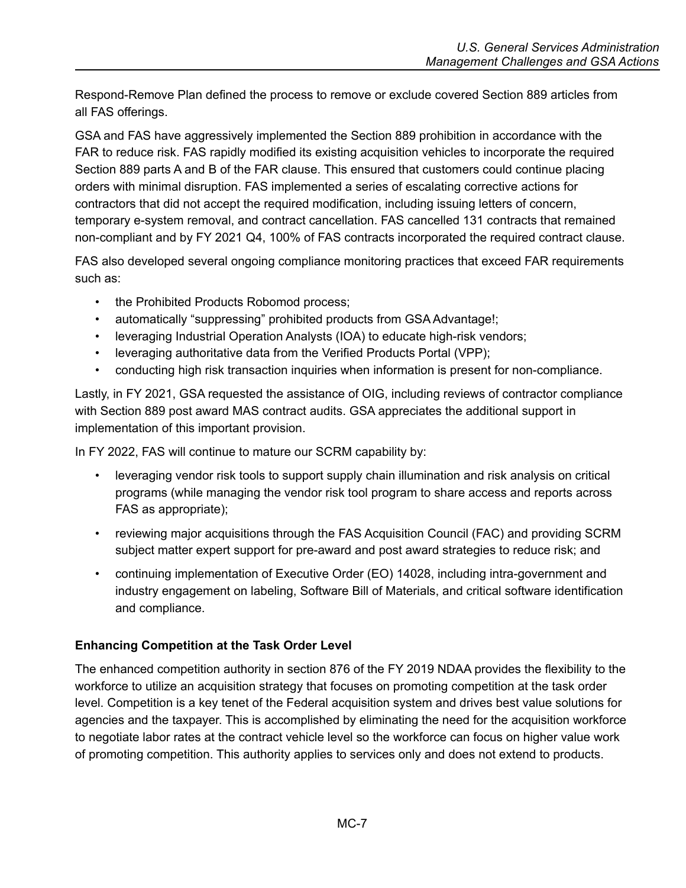Respond-Remove Plan defined the process to remove or exclude covered Section 889 articles from all FAS offerings.

GSA and FAS have aggressively implemented the Section 889 prohibition in accordance with the FAR to reduce risk. FAS rapidly modified its existing acquisition vehicles to incorporate the required Section 889 parts A and B of the FAR clause. This ensured that customers could continue placing orders with minimal disruption. FAS implemented a series of escalating corrective actions for contractors that did not accept the required modification, including issuing letters of concern, temporary e-system removal, and contract cancellation. FAS cancelled 131 contracts that remained non-compliant and by FY 2021 Q4, 100% of FAS contracts incorporated the required contract clause.

FAS also developed several ongoing compliance monitoring practices that exceed FAR requirements such as:

- the Prohibited Products Robomod process;
- automatically "suppressing" prohibited products from GSA Advantage!;
- leveraging Industrial Operation Analysts (IOA) to educate high-risk vendors;
- leveraging authoritative data from the Verified Products Portal (VPP);
- conducting high risk transaction inquiries when information is present for non-compliance.

Lastly, in FY 2021, GSA requested the assistance of OIG, including reviews of contractor compliance with Section 889 post award MAS contract audits. GSA appreciates the additional support in implementation of this important provision.

In FY 2022, FAS will continue to mature our SCRM capability by:

- leveraging vendor risk tools to support supply chain illumination and risk analysis on critical programs (while managing the vendor risk tool program to share access and reports across FAS as appropriate);
- reviewing major acquisitions through the FAS Acquisition Council (FAC) and providing SCRM subject matter expert support for pre-award and post award strategies to reduce risk; and
- continuing implementation of Executive Order (EO) 14028, including intra-government and industry engagement on labeling, Software Bill of Materials, and critical software identification and compliance.

**Enhancing Competition at the Task Order Level**

The enhanced competition authority in section 876 of the FY 2019 NDAA provides the flexibility to the workforce to utilize an acquisition strategy that focuses on promoting competition at the task order level. Competition is a key tenet of the Federal acquisition system and drives best value solutions for agencies and the taxpayer. This is accomplished by eliminating the need for the acquisition workforce to negotiate labor rates at the contract vehicle level so the workforce can focus on higher value work of promoting competition. This authority applies to services only and does not extend to products.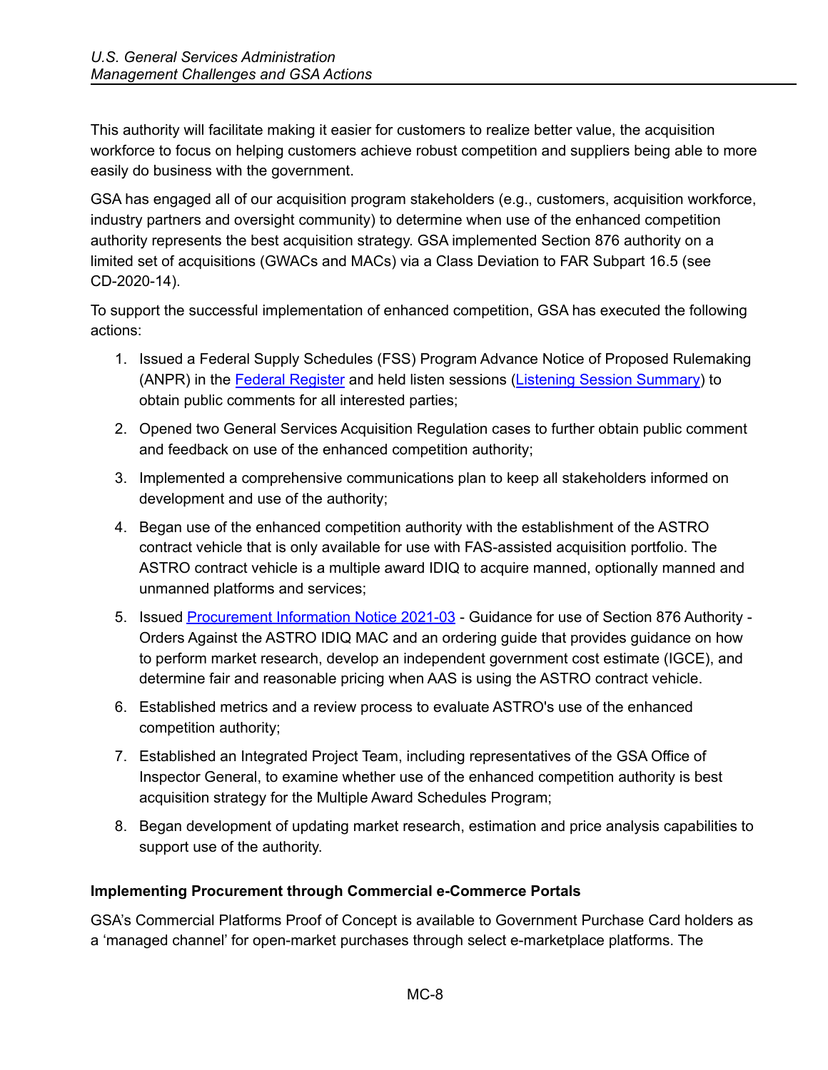This authority will facilitate making it easier for customers to realize better value, the acquisition workforce to focus on helping customers achieve robust competition and suppliers being able to more easily do business with the government.

GSA has engaged all of our acquisition program stakeholders (e.g., customers, acquisition workforce, industry partners and oversight community) to determine when use of the enhanced competition authority represents the best acquisition strategy. GSA implemented Section 876 authority on a limited set of acquisitions (GWACs and MACs) via a Class Deviation to FAR Subpart 16.5 (see CD-2020-14).

To support the successful implementation of enhanced competition, GSA has executed the following actions:

1. Issued a Federal Supply Schedules (FSS) Program Advance Notice of Proposed Rulemaking (ANPR) in the Federal Register and held listen sessions (Listening Session Summary) to obtain public comments for all interested parties;
2. Opened two General Services Acquisition Regulation cases to further obtain public comment and feedback on use of the enhanced competition authority;
3. Implemented a comprehensive communications plan to keep all stakeholders informed on development and use of the authority;
4. Began use of the enhanced competition authority with the establishment of the ASTRO contract vehicle that is only available for use with FAS-assisted acquisition portfolio. The ASTRO contract vehicle is a multiple award IDIQ to acquire manned, optionally manned and unmanned platforms and services;
5. Issued Procurement Information Notice 2021-03 - Guidance for use of Section 876 Authority - Orders Against the ASTRO IDIQ MAC and an ordering guide that provides guidance on how to perform market research, develop an independent government cost estimate (IGCE), and determine fair and reasonable pricing when AAS is using the ASTRO contract vehicle.
6. Established metrics and a review process to evaluate ASTRO's use of the enhanced competition authority;
7. Established an Integrated Project Team, including representatives of the GSA Office of Inspector General, to examine whether use of the enhanced competition authority is best acquisition strategy for the Multiple Award Schedules Program;
8. Began development of updating market research, estimation and price analysis capabilities to support use of the authority.

**Implementing Procurement through Commercial e-Commerce Portals**

GSA's Commercial Platforms Proof of Concept is available to Government Purchase Card holders as a 'managed channel' for open-market purchases through select e-marketplace platforms. The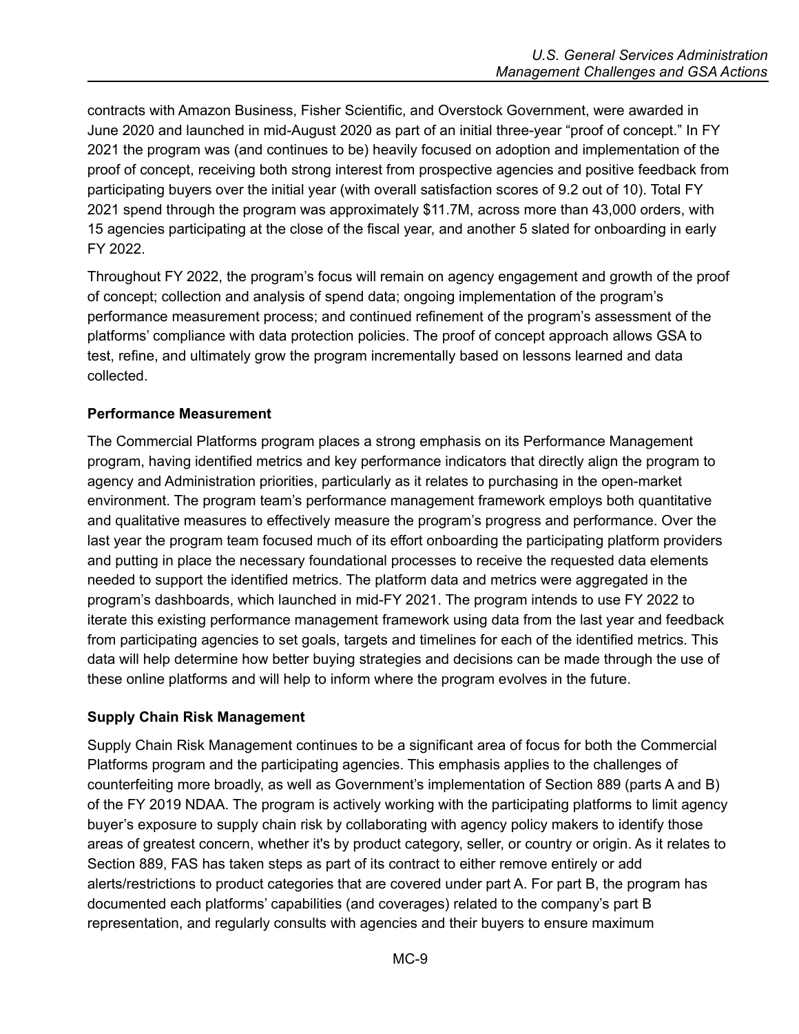contracts with Amazon Business, Fisher Scientific, and Overstock Government, were awarded in June 2020 and launched in mid-August 2020 as part of an initial three-year "proof of concept." In FY 2021 the program was (and continues to be) heavily focused on adoption and implementation of the proof of concept, receiving both strong interest from prospective agencies and positive feedback from participating buyers over the initial year (with overall satisfaction scores of 9.2 out of 10). Total FY 2021 spend through the program was approximately $11.7M, across more than 43,000 orders, with 15 agencies participating at the close of the fiscal year, and another 5 slated for onboarding in early FY 2022.

Throughout FY 2022, the program's focus will remain on agency engagement and growth of the proof of concept; collection and analysis of spend data; ongoing implementation of the program's performance measurement process; and continued refinement of the program's assessment of the platforms' compliance with data protection policies. The proof of concept approach allows GSA to test, refine, and ultimately grow the program incrementally based on lessons learned and data collected.

**Performance Measurement**

The Commercial Platforms program places a strong emphasis on its Performance Management program, having identified metrics and key performance indicators that directly align the program to agency and Administration priorities, particularly as it relates to purchasing in the open-market environment. The program team's performance management framework employs both quantitative and qualitative measures to effectively measure the program's progress and performance. Over the last year the program team focused much of its effort onboarding the participating platform providers and putting in place the necessary foundational processes to receive the requested data elements needed to support the identified metrics. The platform data and metrics were aggregated in the program's dashboards, which launched in mid-FY 2021. The program intends to use FY 2022 to iterate this existing performance management framework using data from the last year and feedback from participating agencies to set goals, targets and timelines for each of the identified metrics. This data will help determine how better buying strategies and decisions can be made through the use of these online platforms and will help to inform where the program evolves in the future.

**Supply Chain Risk Management**

Supply Chain Risk Management continues to be a significant area of focus for both the Commercial Platforms program and the participating agencies. This emphasis applies to the challenges of counterfeiting more broadly, as well as Government's implementation of Section 889 (parts A and B) of the FY 2019 NDAA. The program is actively working with the participating platforms to limit agency buyer's exposure to supply chain risk by collaborating with agency policy makers to identify those areas of greatest concern, whether it's by product category, seller, or country or origin. As it relates to Section 889, FAS has taken steps as part of its contract to either remove entirely or add alerts/restrictions to product categories that are covered under part A. For part B, the program has documented each platforms' capabilities (and coverages) related to the company's part B representation, and regularly consults with agencies and their buyers to ensure maximum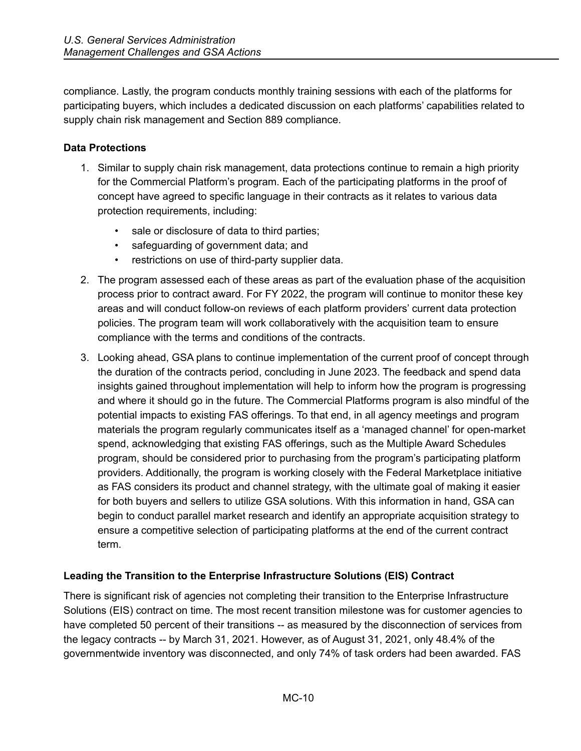compliance. Lastly, the program conducts monthly training sessions with each of the platforms for participating buyers, which includes a dedicated discussion on each platforms' capabilities related to supply chain risk management and Section 889 compliance.

**Data Protections**

1. Similar to supply chain risk management, data protections continue to remain a high priority for the Commercial Platform's program. Each of the participating platforms in the proof of concept have agreed to specific language in their contracts as it relates to various data protection requirements, including:
   - sale or disclosure of data to third parties;
   - safeguarding of government data; and
   - restrictions on use of third-party supplier data.
2. The program assessed each of these areas as part of the evaluation phase of the acquisition process prior to contract award. For FY 2022, the program will continue to monitor these key areas and will conduct follow-on reviews of each platform providers' current data protection policies. The program team will work collaboratively with the acquisition team to ensure compliance with the terms and conditions of the contracts.
3. Looking ahead, GSA plans to continue implementation of the current proof of concept through the duration of the contracts period, concluding in June 2023. The feedback and spend data insights gained throughout implementation will help to inform how the program is progressing and where it should go in the future. The Commercial Platforms program is also mindful of the potential impacts to existing FAS offerings. To that end, in all agency meetings and program materials the program regularly communicates itself as a 'managed channel' for open-market spend, acknowledging that existing FAS offerings, such as the Multiple Award Schedules program, should be considered prior to purchasing from the program's participating platform providers. Additionally, the program is working closely with the Federal Marketplace initiative as FAS considers its product and channel strategy, with the ultimate goal of making it easier for both buyers and sellers to utilize GSA solutions. With this information in hand, GSA can begin to conduct parallel market research and identify an appropriate acquisition strategy to ensure a competitive selection of participating platforms at the end of the current contract term.

**Leading the Transition to the Enterprise Infrastructure Solutions (EIS) Contract**

There is significant risk of agencies not completing their transition to the Enterprise Infrastructure Solutions (EIS) contract on time. The most recent transition milestone was for customer agencies to have completed 50 percent of their transitions -- as measured by the disconnection of services from the legacy contracts -- by March 31, 2021. However, as of August 31, 2021, only 48.4% of the governmentwide inventory was disconnected, and only 74% of task orders had been awarded. FAS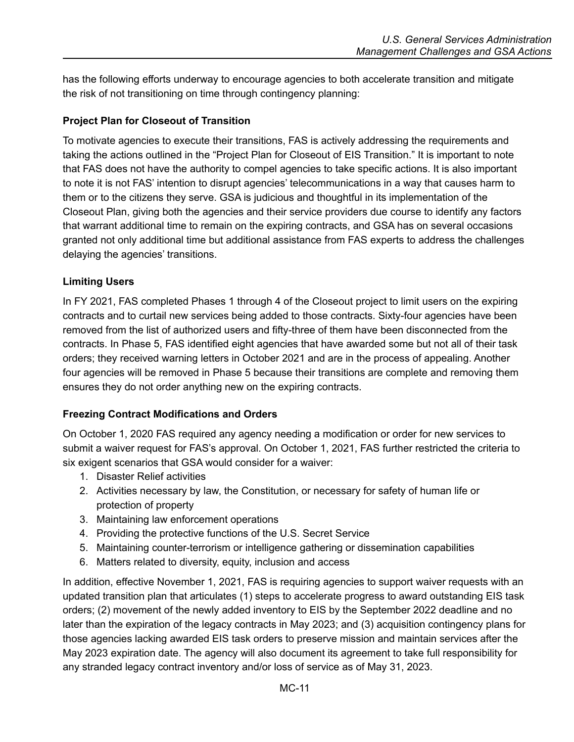has the following efforts underway to encourage agencies to both accelerate transition and mitigate the risk of not transitioning on time through contingency planning:

### Project Plan for Closeout of Transition

To motivate agencies to execute their transitions, FAS is actively addressing the requirements and taking the actions outlined in the "Project Plan for Closeout of EIS Transition." It is important to note that FAS does not have the authority to compel agencies to take specific actions. It is also important to note it is not FAS' intention to disrupt agencies' telecommunications in a way that causes harm to them or to the citizens they serve. GSA is judicious and thoughtful in its implementation of the Closeout Plan, giving both the agencies and their service providers due course to identify any factors that warrant additional time to remain on the expiring contracts, and GSA has on several occasions granted not only additional time but additional assistance from FAS experts to address the challenges delaying the agencies' transitions.

### Limiting Users

In FY 2021, FAS completed Phases 1 through 4 of the Closeout project to limit users on the expiring contracts and to curtail new services being added to those contracts. Sixty-four agencies have been removed from the list of authorized users and fifty-three of them have been disconnected from the contracts. In Phase 5, FAS identified eight agencies that have awarded some but not all of their task orders; they received warning letters in October 2021 and are in the process of appealing. Another four agencies will be removed in Phase 5 because their transitions are complete and removing them ensures they do not order anything new on the expiring contracts.

### Freezing Contract Modifications and Orders

On October 1, 2020 FAS required any agency needing a modification or order for new services to submit a waiver request for FAS's approval. On October 1, 2021, FAS further restricted the criteria to six exigent scenarios that GSA would consider for a waiver:

1. Disaster Relief activities
2. Activities necessary by law, the Constitution, or necessary for safety of human life or protection of property
3. Maintaining law enforcement operations
4. Providing the protective functions of the U.S. Secret Service
5. Maintaining counter-terrorism or intelligence gathering or dissemination capabilities
6. Matters related to diversity, equity, inclusion and access

In addition, effective November 1, 2021, FAS is requiring agencies to support waiver requests with an updated transition plan that articulates (1) steps to accelerate progress to award outstanding EIS task orders; (2) movement of the newly added inventory to EIS by the September 2022 deadline and no later than the expiration of the legacy contracts in May 2023; and (3) acquisition contingency plans for those agencies lacking awarded EIS task orders to preserve mission and maintain services after the May 2023 expiration date. The agency will also document its agreement to take full responsibility for any stranded legacy contract inventory and/or loss of service as of May 31, 2023.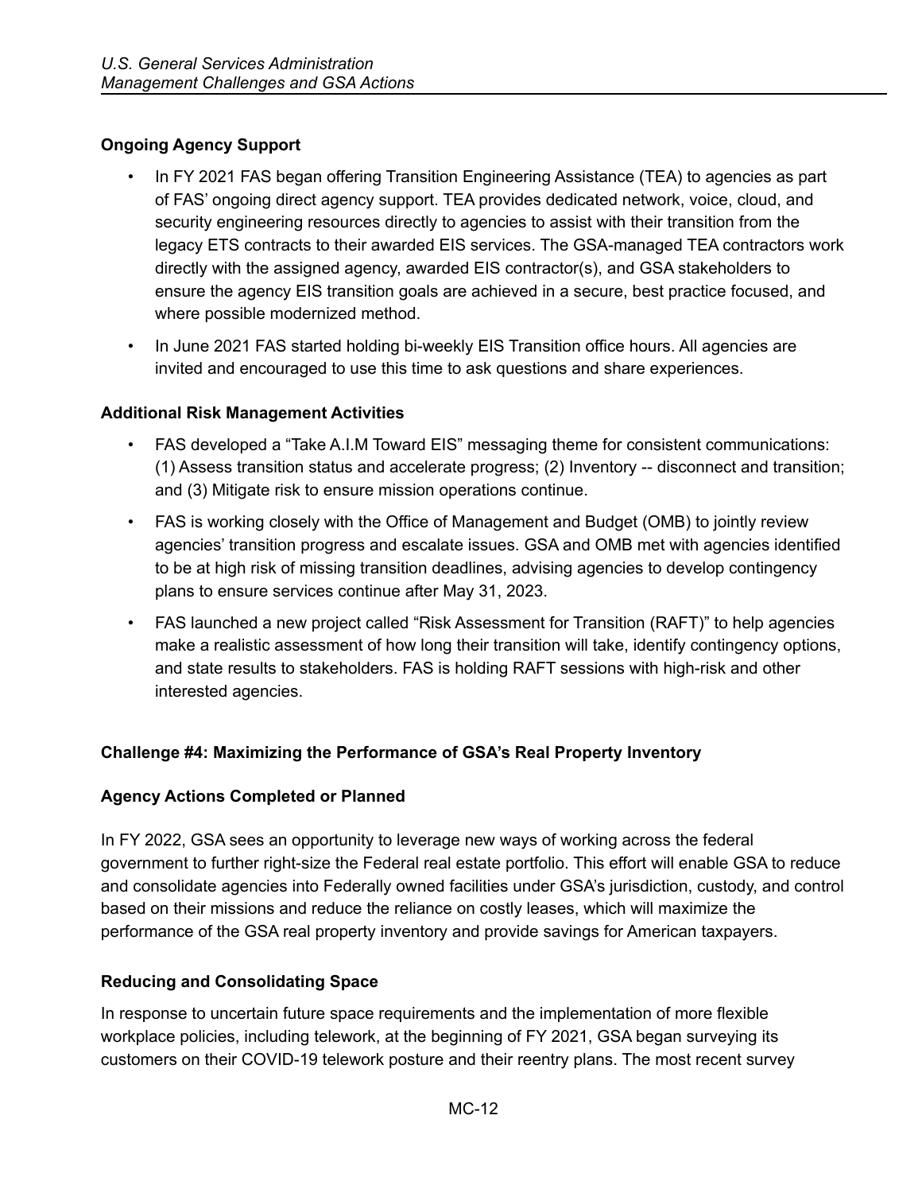**Ongoing Agency Support**

- In FY 2021 FAS began offering Transition Engineering Assistance (TEA) to agencies as part of FAS' ongoing direct agency support. TEA provides dedicated network, voice, cloud, and security engineering resources directly to agencies to assist with their transition from the legacy ETS contracts to their awarded EIS services. The GSA-managed TEA contractors work directly with the assigned agency, awarded EIS contractor(s), and GSA stakeholders to ensure the agency EIS transition goals are achieved in a secure, best practice focused, and where possible modernized method.
- In June 2021 FAS started holding bi-weekly EIS Transition office hours. All agencies are invited and encouraged to use this time to ask questions and share experiences.

**Additional Risk Management Activities**

- FAS developed a "Take A.I.M Toward EIS" messaging theme for consistent communications: (1) Assess transition status and accelerate progress; (2) Inventory -- disconnect and transition; and (3) Mitigate risk to ensure mission operations continue.
- FAS is working closely with the Office of Management and Budget (OMB) to jointly review agencies' transition progress and escalate issues. GSA and OMB met with agencies identified to be at high risk of missing transition deadlines, advising agencies to develop contingency plans to ensure services continue after May 31, 2023.
- FAS launched a new project called "Risk Assessment for Transition (RAFT)" to help agencies make a realistic assessment of how long their transition will take, identify contingency options, and state results to stakeholders. FAS is holding RAFT sessions with high-risk and other interested agencies.

## Challenge #4: Maximizing the Performance of GSA's Real Property Inventory

**Agency Actions Completed or Planned**

In FY 2022, GSA sees an opportunity to leverage new ways of working across the federal government to further right-size the Federal real estate portfolio. This effort will enable GSA to reduce and consolidate agencies into Federally owned facilities under GSA's jurisdiction, custody, and control based on their missions and reduce the reliance on costly leases, which will maximize the performance of the GSA real property inventory and provide savings for American taxpayers.

**Reducing and Consolidating Space**

In response to uncertain future space requirements and the implementation of more flexible workplace policies, including telework, at the beginning of FY 2021, GSA began surveying its customers on their COVID-19 telework posture and their reentry plans. The most recent survey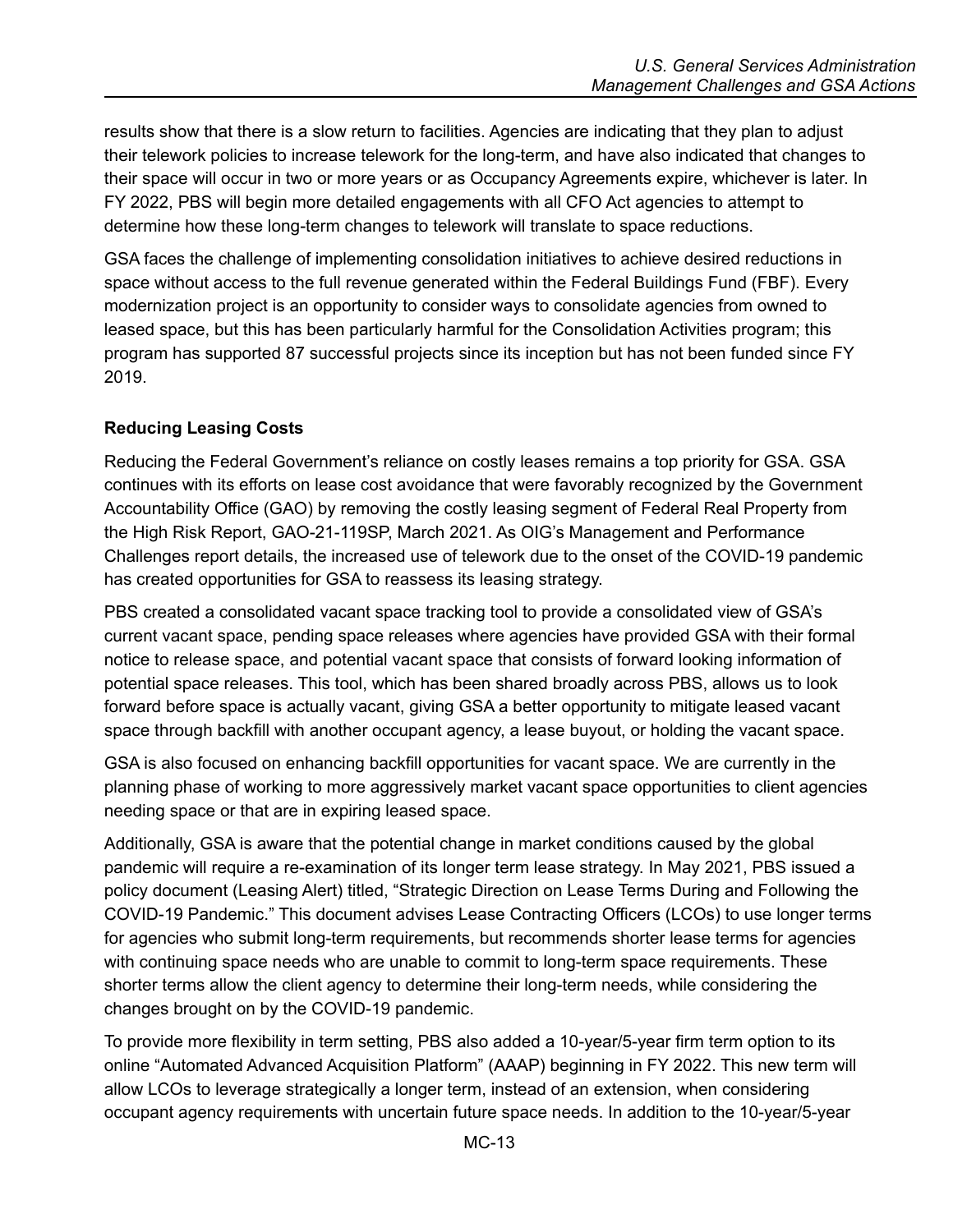results show that there is a slow return to facilities. Agencies are indicating that they plan to adjust their telework policies to increase telework for the long-term, and have also indicated that changes to their space will occur in two or more years or as Occupancy Agreements expire, whichever is later. In FY 2022, PBS will begin more detailed engagements with all CFO Act agencies to attempt to determine how these long-term changes to telework will translate to space reductions.

GSA faces the challenge of implementing consolidation initiatives to achieve desired reductions in space without access to the full revenue generated within the Federal Buildings Fund (FBF). Every modernization project is an opportunity to consider ways to consolidate agencies from owned to leased space, but this has been particularly harmful for the Consolidation Activities program; this program has supported 87 successful projects since its inception but has not been funded since FY 2019.

**Reducing Leasing Costs**

Reducing the Federal Government's reliance on costly leases remains a top priority for GSA. GSA continues with its efforts on lease cost avoidance that were favorably recognized by the Government Accountability Office (GAO) by removing the costly leasing segment of Federal Real Property from the High Risk Report, GAO-21-119SP, March 2021. As OIG's Management and Performance Challenges report details, the increased use of telework due to the onset of the COVID-19 pandemic has created opportunities for GSA to reassess its leasing strategy.

PBS created a consolidated vacant space tracking tool to provide a consolidated view of GSA's current vacant space, pending space releases where agencies have provided GSA with their formal notice to release space, and potential vacant space that consists of forward looking information of potential space releases. This tool, which has been shared broadly across PBS, allows us to look forward before space is actually vacant, giving GSA a better opportunity to mitigate leased vacant space through backfill with another occupant agency, a lease buyout, or holding the vacant space.

GSA is also focused on enhancing backfill opportunities for vacant space. We are currently in the planning phase of working to more aggressively market vacant space opportunities to client agencies needing space or that are in expiring leased space.

Additionally, GSA is aware that the potential change in market conditions caused by the global pandemic will require a re-examination of its longer term lease strategy. In May 2021, PBS issued a policy document (Leasing Alert) titled, "Strategic Direction on Lease Terms During and Following the COVID-19 Pandemic." This document advises Lease Contracting Officers (LCOs) to use longer terms for agencies who submit long-term requirements, but recommends shorter lease terms for agencies with continuing space needs who are unable to commit to long-term space requirements. These shorter terms allow the client agency to determine their long-term needs, while considering the changes brought on by the COVID-19 pandemic.

To provide more flexibility in term setting, PBS also added a 10-year/5-year firm term option to its online "Automated Advanced Acquisition Platform" (AAAP) beginning in FY 2022. This new term will allow LCOs to leverage strategically a longer term, instead of an extension, when considering occupant agency requirements with uncertain future space needs. In addition to the 10-year/5-year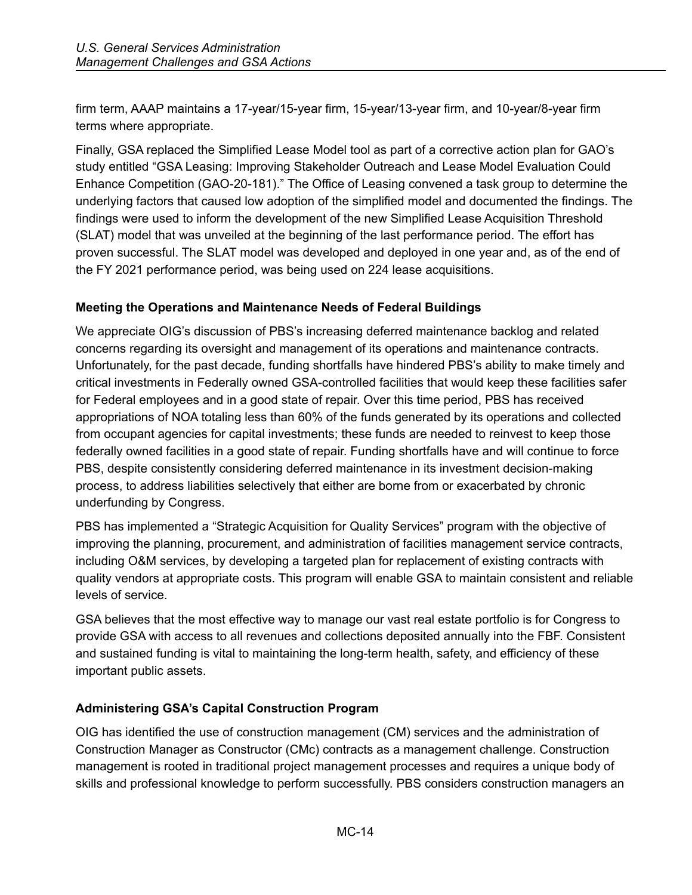firm term, AAAP maintains a 17-year/15-year firm, 15-year/13-year firm, and 10-year/8-year firm terms where appropriate.

Finally, GSA replaced the Simplified Lease Model tool as part of a corrective action plan for GAO's study entitled "GSA Leasing: Improving Stakeholder Outreach and Lease Model Evaluation Could Enhance Competition (GAO-20-181)." The Office of Leasing convened a task group to determine the underlying factors that caused low adoption of the simplified model and documented the findings. The findings were used to inform the development of the new Simplified Lease Acquisition Threshold (SLAT) model that was unveiled at the beginning of the last performance period. The effort has proven successful. The SLAT model was developed and deployed in one year and, as of the end of the FY 2021 performance period, was being used on 224 lease acquisitions.

### Meeting the Operations and Maintenance Needs of Federal Buildings

We appreciate OIG's discussion of PBS's increasing deferred maintenance backlog and related concerns regarding its oversight and management of its operations and maintenance contracts. Unfortunately, for the past decade, funding shortfalls have hindered PBS's ability to make timely and critical investments in Federally owned GSA-controlled facilities that would keep these facilities safer for Federal employees and in a good state of repair. Over this time period, PBS has received appropriations of NOA totaling less than 60% of the funds generated by its operations and collected from occupant agencies for capital investments; these funds are needed to reinvest to keep those federally owned facilities in a good state of repair. Funding shortfalls have and will continue to force PBS, despite consistently considering deferred maintenance in its investment decision-making process, to address liabilities selectively that either are borne from or exacerbated by chronic underfunding by Congress.

PBS has implemented a "Strategic Acquisition for Quality Services" program with the objective of improving the planning, procurement, and administration of facilities management service contracts, including O&M services, by developing a targeted plan for replacement of existing contracts with quality vendors at appropriate costs. This program will enable GSA to maintain consistent and reliable levels of service.

GSA believes that the most effective way to manage our vast real estate portfolio is for Congress to provide GSA with access to all revenues and collections deposited annually into the FBF. Consistent and sustained funding is vital to maintaining the long-term health, safety, and efficiency of these important public assets.

### Administering GSA's Capital Construction Program

OIG has identified the use of construction management (CM) services and the administration of Construction Manager as Constructor (CMc) contracts as a management challenge. Construction management is rooted in traditional project management processes and requires a unique body of skills and professional knowledge to perform successfully. PBS considers construction managers an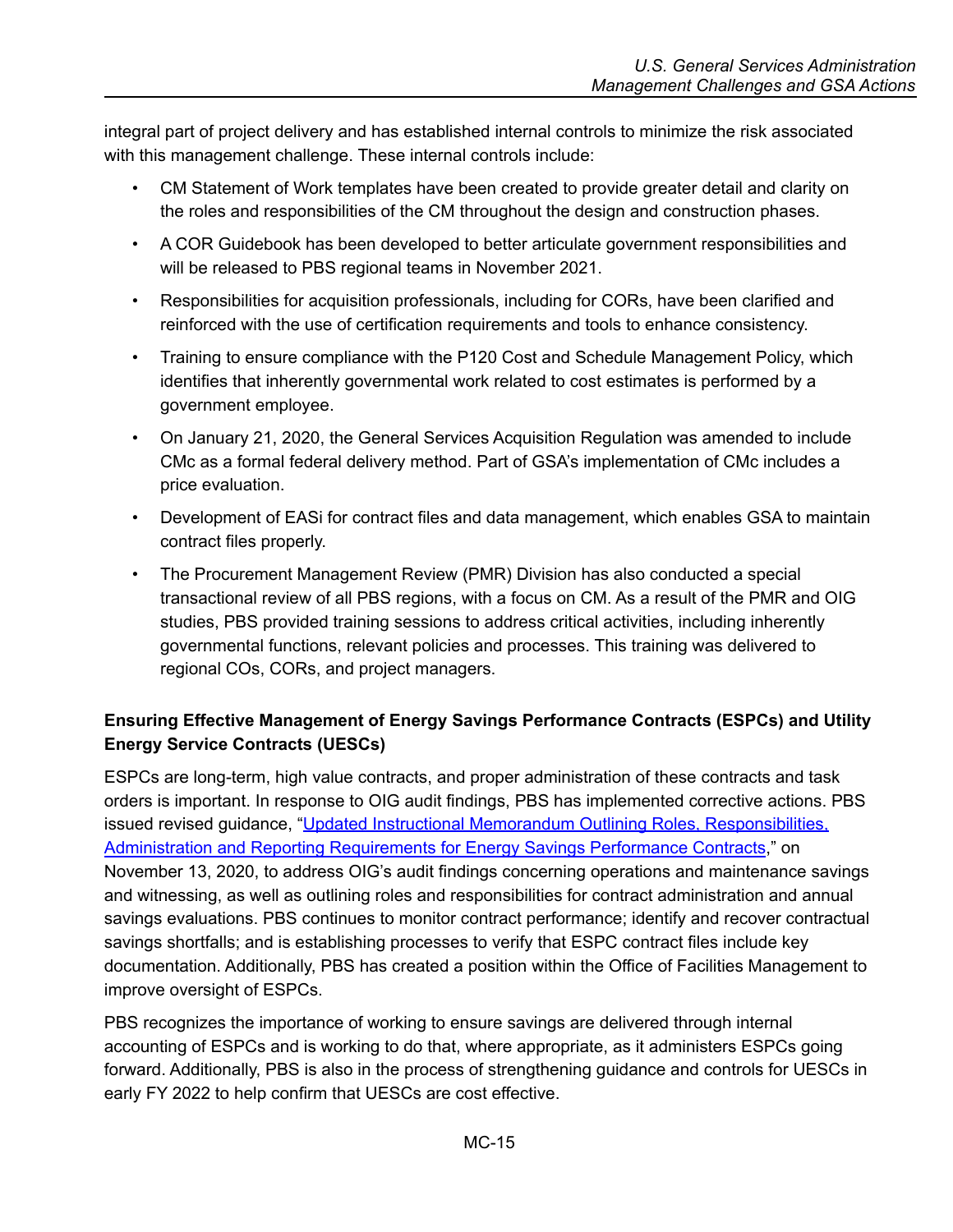integral part of project delivery and has established internal controls to minimize the risk associated with this management challenge. These internal controls include:

- CM Statement of Work templates have been created to provide greater detail and clarity on the roles and responsibilities of the CM throughout the design and construction phases.
- A COR Guidebook has been developed to better articulate government responsibilities and will be released to PBS regional teams in November 2021.
- Responsibilities for acquisition professionals, including for CORs, have been clarified and reinforced with the use of certification requirements and tools to enhance consistency.
- Training to ensure compliance with the P120 Cost and Schedule Management Policy, which identifies that inherently governmental work related to cost estimates is performed by a government employee.
- On January 21, 2020, the General Services Acquisition Regulation was amended to include CMc as a formal federal delivery method. Part of GSA's implementation of CMc includes a price evaluation.
- Development of EASi for contract files and data management, which enables GSA to maintain contract files properly.
- The Procurement Management Review (PMR) Division has also conducted a special transactional review of all PBS regions, with a focus on CM. As a result of the PMR and OIG studies, PBS provided training sessions to address critical activities, including inherently governmental functions, relevant policies and processes. This training was delivered to regional COs, CORs, and project managers.

**Ensuring Effective Management of Energy Savings Performance Contracts (ESPCs) and Utility Energy Service Contracts (UESCs)**

ESPCs are long-term, high value contracts, and proper administration of these contracts and task orders is important. In response to OIG audit findings, PBS has implemented corrective actions. PBS issued revised guidance, "Updated Instructional Memorandum Outlining Roles, Responsibilities, Administration and Reporting Requirements for Energy Savings Performance Contracts," on November 13, 2020, to address OIG's audit findings concerning operations and maintenance savings and witnessing, as well as outlining roles and responsibilities for contract administration and annual savings evaluations. PBS continues to monitor contract performance; identify and recover contractual savings shortfalls; and is establishing processes to verify that ESPC contract files include key documentation. Additionally, PBS has created a position within the Office of Facilities Management to improve oversight of ESPCs.

PBS recognizes the importance of working to ensure savings are delivered through internal accounting of ESPCs and is working to do that, where appropriate, as it administers ESPCs going forward. Additionally, PBS is also in the process of strengthening guidance and controls for UESCs in early FY 2022 to help confirm that UESCs are cost effective.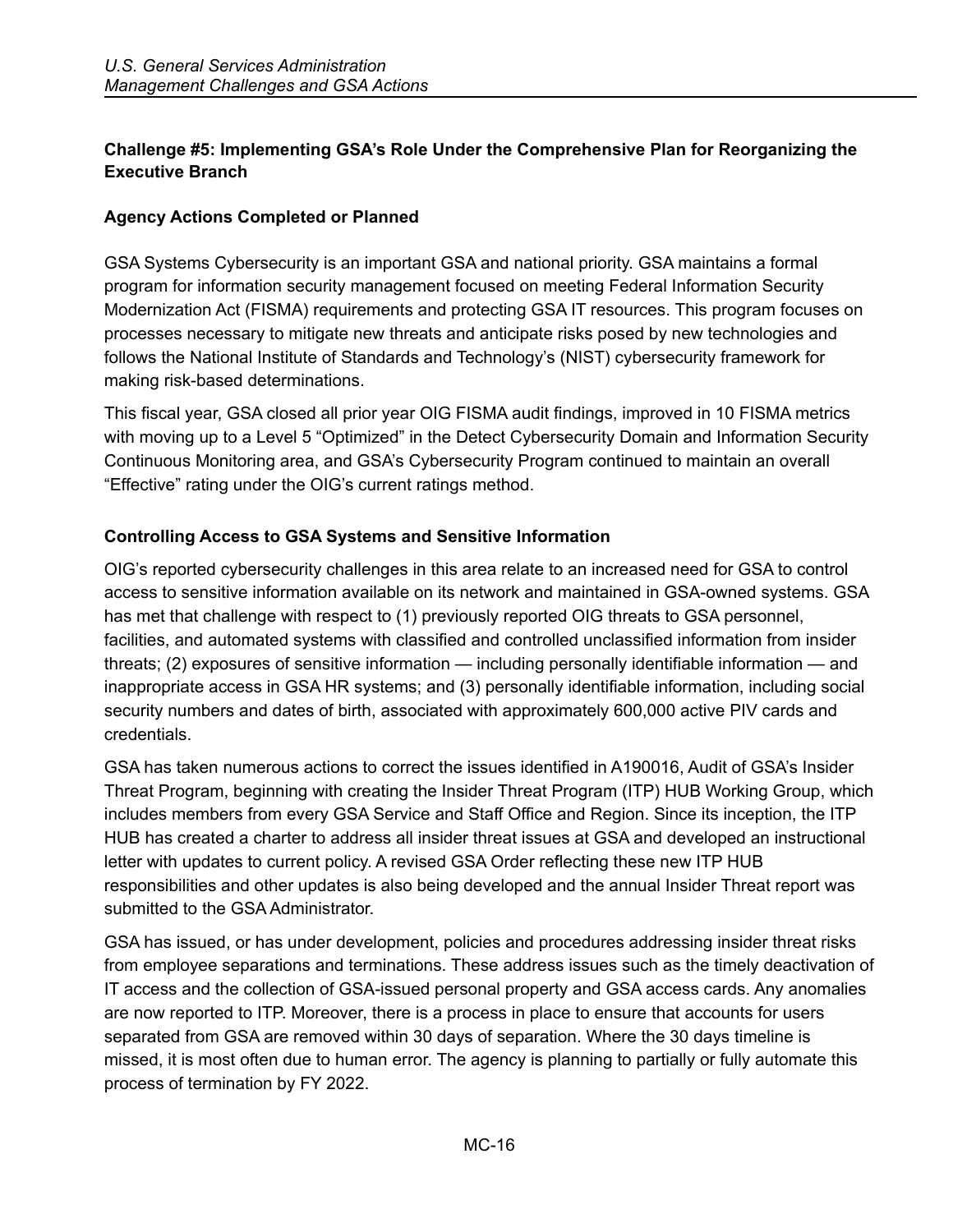**Challenge #5: Implementing GSA's Role Under the Comprehensive Plan for Reorganizing the Executive Branch**

**Agency Actions Completed or Planned**

GSA Systems Cybersecurity is an important GSA and national priority. GSA maintains a formal program for information security management focused on meeting Federal Information Security Modernization Act (FISMA) requirements and protecting GSA IT resources. This program focuses on processes necessary to mitigate new threats and anticipate risks posed by new technologies and follows the National Institute of Standards and Technology's (NIST) cybersecurity framework for making risk-based determinations.

This fiscal year, GSA closed all prior year OIG FISMA audit findings, improved in 10 FISMA metrics with moving up to a Level 5 "Optimized" in the Detect Cybersecurity Domain and Information Security Continuous Monitoring area, and GSA's Cybersecurity Program continued to maintain an overall "Effective" rating under the OIG's current ratings method.

**Controlling Access to GSA Systems and Sensitive Information**

OIG's reported cybersecurity challenges in this area relate to an increased need for GSA to control access to sensitive information available on its network and maintained in GSA-owned systems. GSA has met that challenge with respect to (1) previously reported OIG threats to GSA personnel, facilities, and automated systems with classified and controlled unclassified information from insider threats; (2) exposures of sensitive information — including personally identifiable information — and inappropriate access in GSA HR systems; and (3) personally identifiable information, including social security numbers and dates of birth, associated with approximately 600,000 active PIV cards and credentials.

GSA has taken numerous actions to correct the issues identified in A190016, Audit of GSA's Insider Threat Program, beginning with creating the Insider Threat Program (ITP) HUB Working Group, which includes members from every GSA Service and Staff Office and Region. Since its inception, the ITP HUB has created a charter to address all insider threat issues at GSA and developed an instructional letter with updates to current policy. A revised GSA Order reflecting these new ITP HUB responsibilities and other updates is also being developed and the annual Insider Threat report was submitted to the GSA Administrator.

GSA has issued, or has under development, policies and procedures addressing insider threat risks from employee separations and terminations. These address issues such as the timely deactivation of IT access and the collection of GSA-issued personal property and GSA access cards. Any anomalies are now reported to ITP. Moreover, there is a process in place to ensure that accounts for users separated from GSA are removed within 30 days of separation. Where the 30 days timeline is missed, it is most often due to human error. The agency is planning to partially or fully automate this process of termination by FY 2022.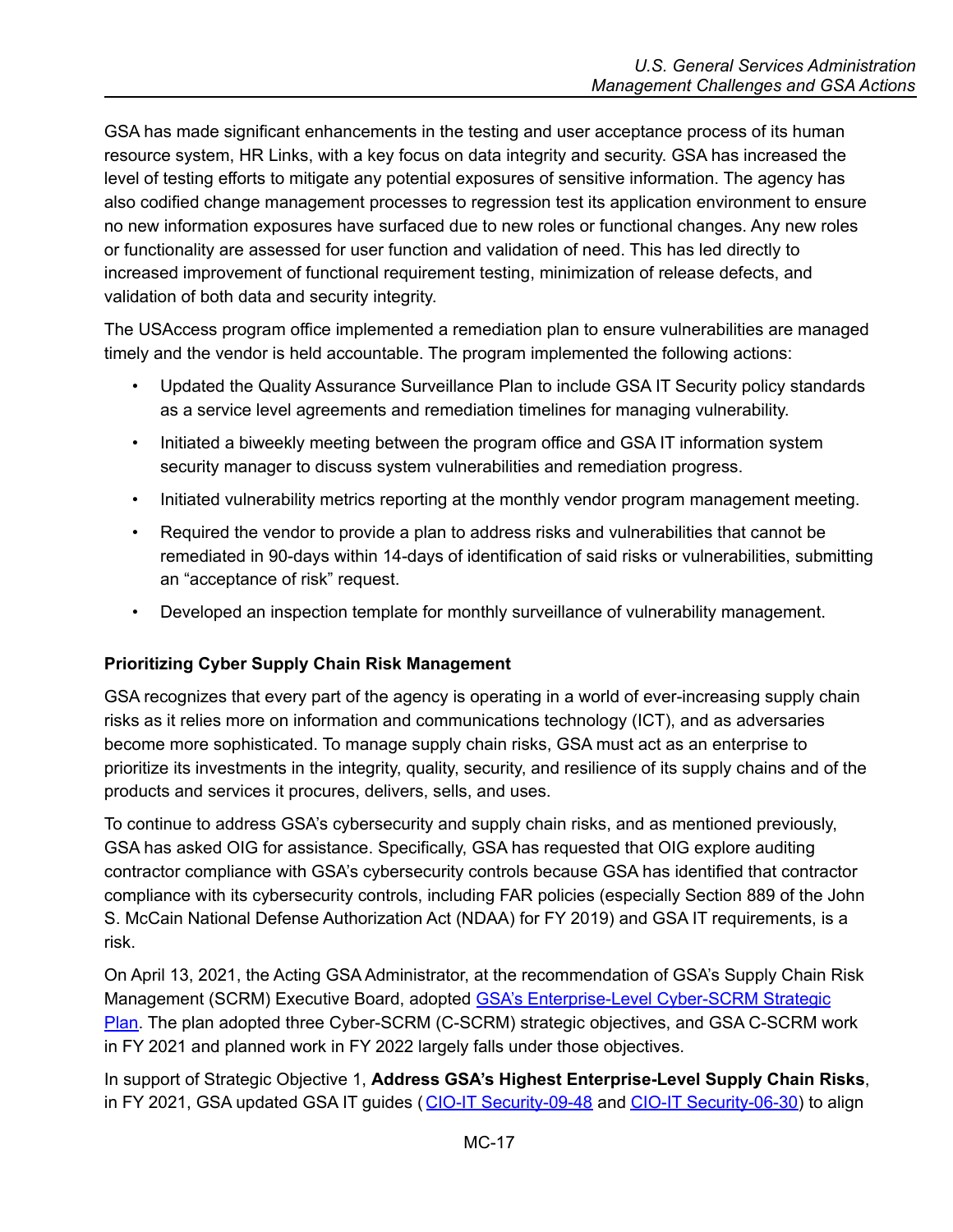GSA has made significant enhancements in the testing and user acceptance process of its human resource system, HR Links, with a key focus on data integrity and security. GSA has increased the level of testing efforts to mitigate any potential exposures of sensitive information. The agency has also codified change management processes to regression test its application environment to ensure no new information exposures have surfaced due to new roles or functional changes. Any new roles or functionality are assessed for user function and validation of need. This has led directly to increased improvement of functional requirement testing, minimization of release defects, and validation of both data and security integrity.

The USAccess program office implemented a remediation plan to ensure vulnerabilities are managed timely and the vendor is held accountable. The program implemented the following actions:

- Updated the Quality Assurance Surveillance Plan to include GSA IT Security policy standards as a service level agreements and remediation timelines for managing vulnerability.
- Initiated a biweekly meeting between the program office and GSA IT information system security manager to discuss system vulnerabilities and remediation progress.
- Initiated vulnerability metrics reporting at the monthly vendor program management meeting.
- Required the vendor to provide a plan to address risks and vulnerabilities that cannot be remediated in 90-days within 14-days of identification of said risks or vulnerabilities, submitting an "acceptance of risk" request.
- Developed an inspection template for monthly surveillance of vulnerability management.

**Prioritizing Cyber Supply Chain Risk Management**

GSA recognizes that every part of the agency is operating in a world of ever-increasing supply chain risks as it relies more on information and communications technology (ICT), and as adversaries become more sophisticated. To manage supply chain risks, GSA must act as an enterprise to prioritize its investments in the integrity, quality, security, and resilience of its supply chains and of the products and services it procures, delivers, sells, and uses.

To continue to address GSA's cybersecurity and supply chain risks, and as mentioned previously, GSA has asked OIG for assistance. Specifically, GSA has requested that OIG explore auditing contractor compliance with GSA's cybersecurity controls because GSA has identified that contractor compliance with its cybersecurity controls, including FAR policies (especially Section 889 of the John S. McCain National Defense Authorization Act (NDAA) for FY 2019) and GSA IT requirements, is a risk.

On April 13, 2021, the Acting GSA Administrator, at the recommendation of GSA's Supply Chain Risk Management (SCRM) Executive Board, adopted GSA's Enterprise-Level Cyber-SCRM Strategic Plan. The plan adopted three Cyber-SCRM (C-SCRM) strategic objectives, and GSA C-SCRM work in FY 2021 and planned work in FY 2022 largely falls under those objectives.

In support of Strategic Objective 1, **Address GSA's Highest Enterprise-Level Supply Chain Risks**, in FY 2021, GSA updated GSA IT guides (CIO-IT Security-09-48 and CIO-IT Security-06-30) to align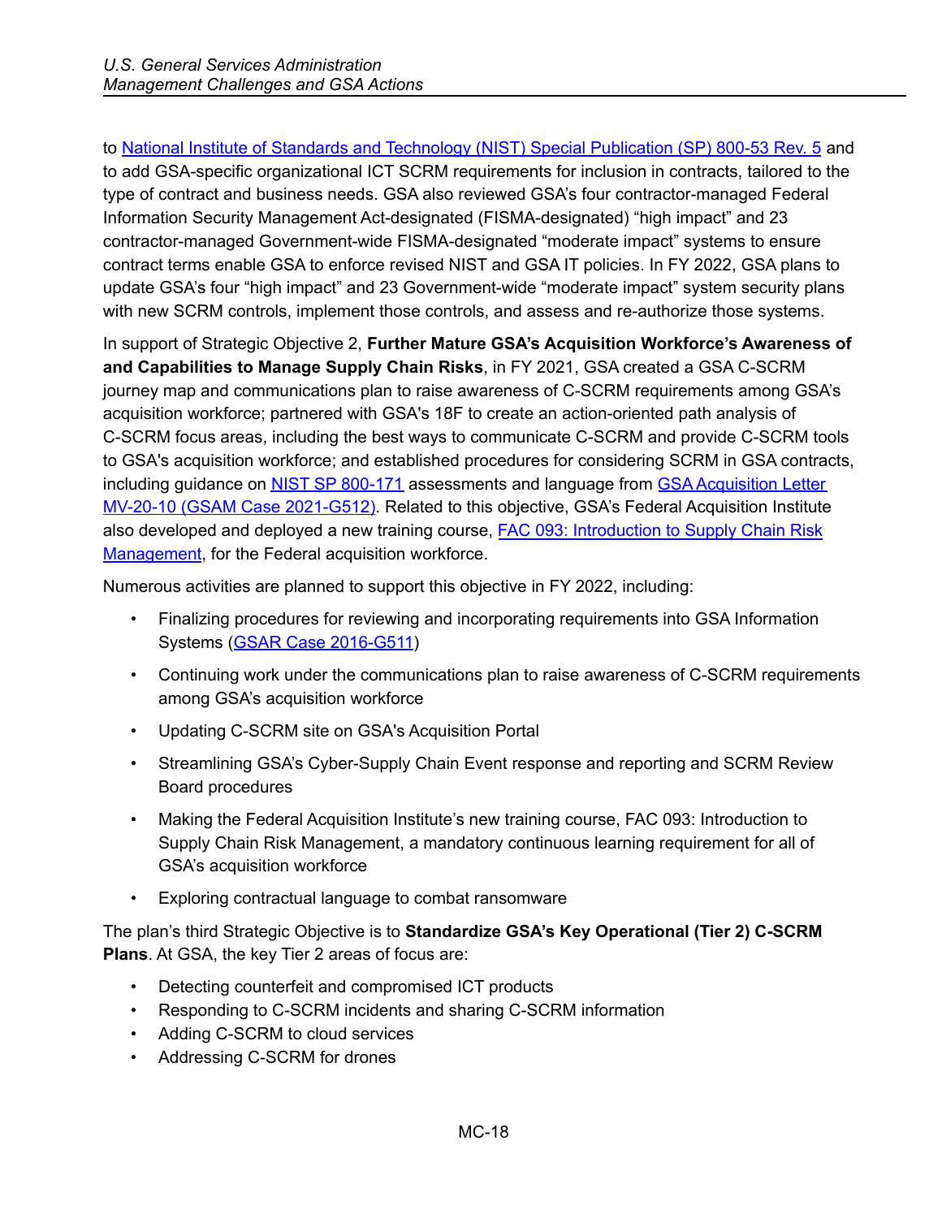to National Institute of Standards and Technology (NIST) Special Publication (SP) 800-53 Rev. 5 and to add GSA-specific organizational ICT SCRM requirements for inclusion in contracts, tailored to the type of contract and business needs. GSA also reviewed GSA's four contractor-managed Federal Information Security Management Act-designated (FISMA-designated) "high impact" and 23 contractor-managed Government-wide FISMA-designated "moderate impact" systems to ensure contract terms enable GSA to enforce revised NIST and GSA IT policies. In FY 2022, GSA plans to update GSA's four "high impact" and 23 Government-wide "moderate impact" system security plans with new SCRM controls, implement those controls, and assess and re-authorize those systems.

In support of Strategic Objective 2, **Further Mature GSA's Acquisition Workforce's Awareness of and Capabilities to Manage Supply Chain Risks**, in FY 2021, GSA created a GSA C-SCRM journey map and communications plan to raise awareness of C-SCRM requirements among GSA's acquisition workforce; partnered with GSA's 18F to create an action-oriented path analysis of C-SCRM focus areas, including the best ways to communicate C-SCRM and provide C-SCRM tools to GSA's acquisition workforce; and established procedures for considering SCRM in GSA contracts, including guidance on NIST SP 800-171 assessments and language from GSA Acquisition Letter MV-20-10 (GSAM Case 2021-G512). Related to this objective, GSA's Federal Acquisition Institute also developed and deployed a new training course, FAC 093: Introduction to Supply Chain Risk Management, for the Federal acquisition workforce.

Numerous activities are planned to support this objective in FY 2022, including:

- Finalizing procedures for reviewing and incorporating requirements into GSA Information Systems (GSAR Case 2016-G511)
- Continuing work under the communications plan to raise awareness of C-SCRM requirements among GSA's acquisition workforce
- Updating C-SCRM site on GSA's Acquisition Portal
- Streamlining GSA's Cyber-Supply Chain Event response and reporting and SCRM Review Board procedures
- Making the Federal Acquisition Institute's new training course, FAC 093: Introduction to Supply Chain Risk Management, a mandatory continuous learning requirement for all of GSA's acquisition workforce
- Exploring contractual language to combat ransomware

The plan's third Strategic Objective is to **Standardize GSA's Key Operational (Tier 2) C-SCRM Plans**. At GSA, the key Tier 2 areas of focus are:

- Detecting counterfeit and compromised ICT products
- Responding to C-SCRM incidents and sharing C-SCRM information
- Adding C-SCRM to cloud services
- Addressing C-SCRM for drones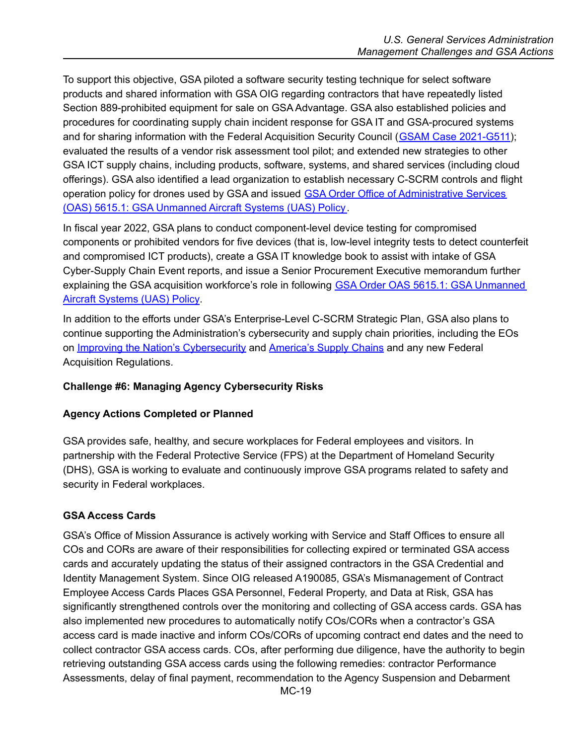To support this objective, GSA piloted a software security testing technique for select software products and shared information with GSA OIG regarding contractors that have repeatedly listed Section 889-prohibited equipment for sale on GSA Advantage. GSA also established policies and procedures for coordinating supply chain incident response for GSA IT and GSA-procured systems and for sharing information with the Federal Acquisition Security Council (GSAM Case 2021-G511); evaluated the results of a vendor risk assessment tool pilot; and extended new strategies to other GSA ICT supply chains, including products, software, systems, and shared services (including cloud offerings). GSA also identified a lead organization to establish necessary C-SCRM controls and flight operation policy for drones used by GSA and issued GSA Order Office of Administrative Services (OAS) 5615.1: GSA Unmanned Aircraft Systems (UAS) Policy.

In fiscal year 2022, GSA plans to conduct component-level device testing for compromised components or prohibited vendors for five devices (that is, low-level integrity tests to detect counterfeit and compromised ICT products), create a GSA IT knowledge book to assist with intake of GSA Cyber-Supply Chain Event reports, and issue a Senior Procurement Executive memorandum further explaining the GSA acquisition workforce's role in following GSA Order OAS 5615.1: GSA Unmanned Aircraft Systems (UAS) Policy.

In addition to the efforts under GSA's Enterprise-Level C-SCRM Strategic Plan, GSA also plans to continue supporting the Administration's cybersecurity and supply chain priorities, including the EOs on Improving the Nation's Cybersecurity and America's Supply Chains and any new Federal Acquisition Regulations.

## Challenge #6: Managing Agency Cybersecurity Risks

### Agency Actions Completed or Planned

GSA provides safe, healthy, and secure workplaces for Federal employees and visitors. In partnership with the Federal Protective Service (FPS) at the Department of Homeland Security (DHS), GSA is working to evaluate and continuously improve GSA programs related to safety and security in Federal workplaces.

### GSA Access Cards

GSA's Office of Mission Assurance is actively working with Service and Staff Offices to ensure all COs and CORs are aware of their responsibilities for collecting expired or terminated GSA access cards and accurately updating the status of their assigned contractors in the GSA Credential and Identity Management System. Since OIG released A190085, GSA's Mismanagement of Contract Employee Access Cards Places GSA Personnel, Federal Property, and Data at Risk, GSA has significantly strengthened controls over the monitoring and collecting of GSA access cards. GSA has also implemented new procedures to automatically notify COs/CORs when a contractor's GSA access card is made inactive and inform COs/CORs of upcoming contract end dates and the need to collect contractor GSA access cards. COs, after performing due diligence, have the authority to begin retrieving outstanding GSA access cards using the following remedies: contractor Performance Assessments, delay of final payment, recommendation to the Agency Suspension and Debarment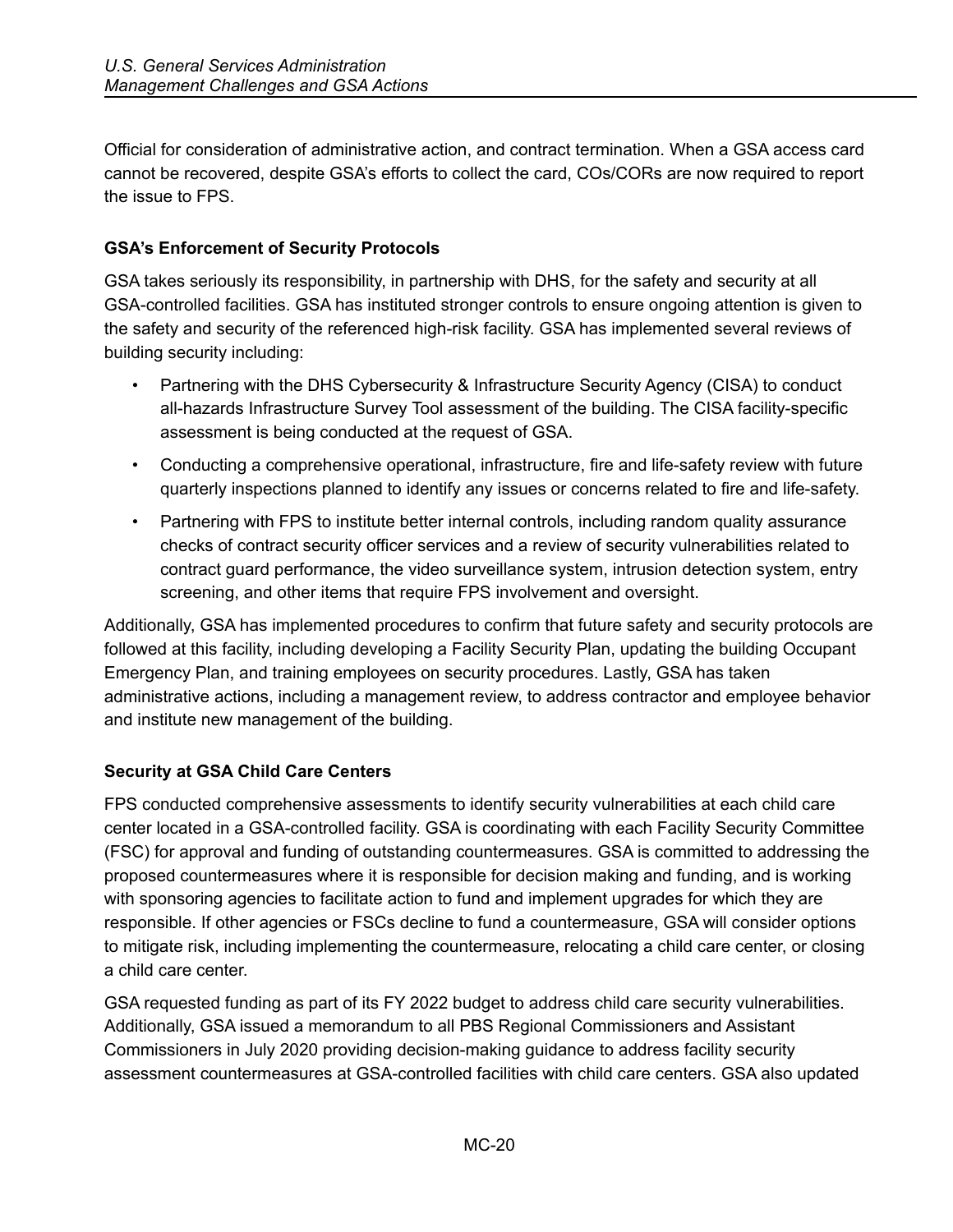Official for consideration of administrative action, and contract termination. When a GSA access card cannot be recovered, despite GSA's efforts to collect the card, COs/CORs are now required to report the issue to FPS.

**GSA's Enforcement of Security Protocols**

GSA takes seriously its responsibility, in partnership with DHS, for the safety and security at all GSA-controlled facilities. GSA has instituted stronger controls to ensure ongoing attention is given to the safety and security of the referenced high-risk facility. GSA has implemented several reviews of building security including:

- Partnering with the DHS Cybersecurity & Infrastructure Security Agency (CISA) to conduct all-hazards Infrastructure Survey Tool assessment of the building. The CISA facility-specific assessment is being conducted at the request of GSA.
- Conducting a comprehensive operational, infrastructure, fire and life-safety review with future quarterly inspections planned to identify any issues or concerns related to fire and life-safety.
- Partnering with FPS to institute better internal controls, including random quality assurance checks of contract security officer services and a review of security vulnerabilities related to contract guard performance, the video surveillance system, intrusion detection system, entry screening, and other items that require FPS involvement and oversight.

Additionally, GSA has implemented procedures to confirm that future safety and security protocols are followed at this facility, including developing a Facility Security Plan, updating the building Occupant Emergency Plan, and training employees on security procedures. Lastly, GSA has taken administrative actions, including a management review, to address contractor and employee behavior and institute new management of the building.

**Security at GSA Child Care Centers**

FPS conducted comprehensive assessments to identify security vulnerabilities at each child care center located in a GSA-controlled facility. GSA is coordinating with each Facility Security Committee (FSC) for approval and funding of outstanding countermeasures. GSA is committed to addressing the proposed countermeasures where it is responsible for decision making and funding, and is working with sponsoring agencies to facilitate action to fund and implement upgrades for which they are responsible. If other agencies or FSCs decline to fund a countermeasure, GSA will consider options to mitigate risk, including implementing the countermeasure, relocating a child care center, or closing a child care center.

GSA requested funding as part of its FY 2022 budget to address child care security vulnerabilities. Additionally, GSA issued a memorandum to all PBS Regional Commissioners and Assistant Commissioners in July 2020 providing decision-making guidance to address facility security assessment countermeasures at GSA-controlled facilities with child care centers. GSA also updated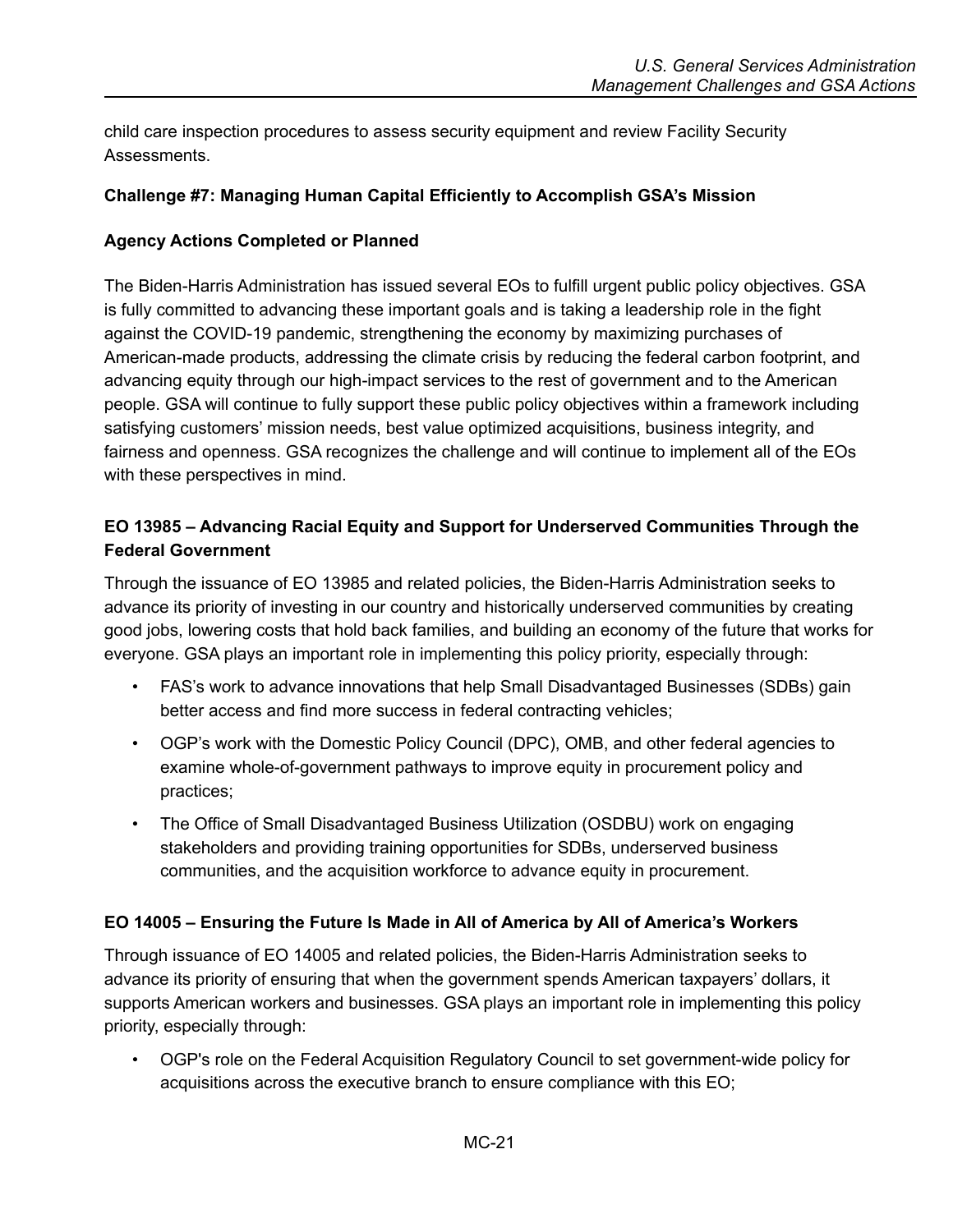child care inspection procedures to assess security equipment and review Facility Security Assessments.

**Challenge #7: Managing Human Capital Efficiently to Accomplish GSA's Mission**

**Agency Actions Completed or Planned**

The Biden-Harris Administration has issued several EOs to fulfill urgent public policy objectives. GSA is fully committed to advancing these important goals and is taking a leadership role in the fight against the COVID-19 pandemic, strengthening the economy by maximizing purchases of American-made products, addressing the climate crisis by reducing the federal carbon footprint, and advancing equity through our high-impact services to the rest of government and to the American people. GSA will continue to fully support these public policy objectives within a framework including satisfying customers' mission needs, best value optimized acquisitions, business integrity, and fairness and openness. GSA recognizes the challenge and will continue to implement all of the EOs with these perspectives in mind.

**EO 13985 – Advancing Racial Equity and Support for Underserved Communities Through the Federal Government**

Through the issuance of EO 13985 and related policies, the Biden-Harris Administration seeks to advance its priority of investing in our country and historically underserved communities by creating good jobs, lowering costs that hold back families, and building an economy of the future that works for everyone. GSA plays an important role in implementing this policy priority, especially through:

- FAS's work to advance innovations that help Small Disadvantaged Businesses (SDBs) gain better access and find more success in federal contracting vehicles;
- OGP's work with the Domestic Policy Council (DPC), OMB, and other federal agencies to examine whole-of-government pathways to improve equity in procurement policy and practices;
- The Office of Small Disadvantaged Business Utilization (OSDBU) work on engaging stakeholders and providing training opportunities for SDBs, underserved business communities, and the acquisition workforce to advance equity in procurement.

**EO 14005 – Ensuring the Future Is Made in All of America by All of America's Workers**

Through issuance of EO 14005 and related policies, the Biden-Harris Administration seeks to advance its priority of ensuring that when the government spends American taxpayers' dollars, it supports American workers and businesses. GSA plays an important role in implementing this policy priority, especially through:

- OGP's role on the Federal Acquisition Regulatory Council to set government-wide policy for acquisitions across the executive branch to ensure compliance with this EO;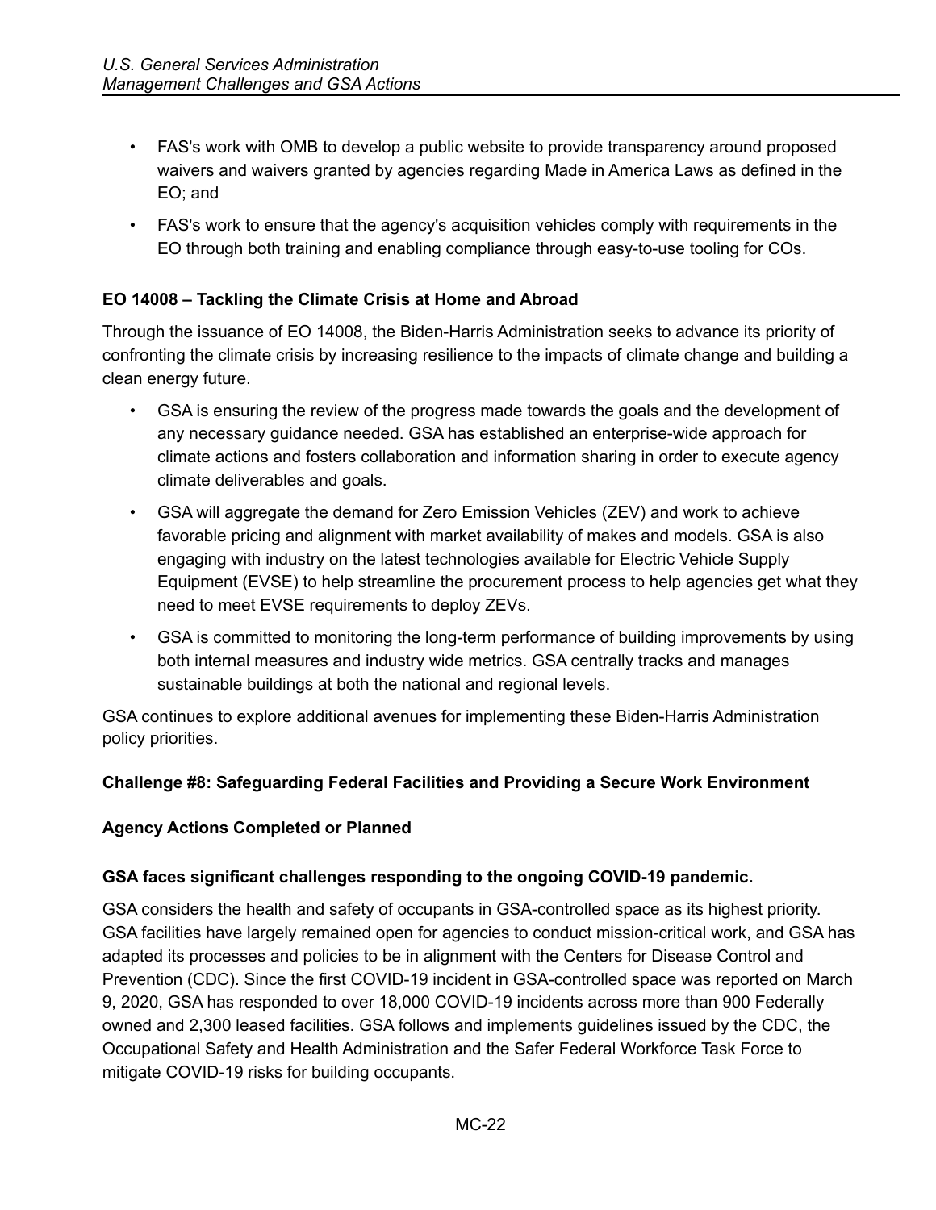- FAS's work with OMB to develop a public website to provide transparency around proposed waivers and waivers granted by agencies regarding Made in America Laws as defined in the EO; and
- FAS's work to ensure that the agency's acquisition vehicles comply with requirements in the EO through both training and enabling compliance through easy-to-use tooling for COs.

**EO 14008 – Tackling the Climate Crisis at Home and Abroad**

Through the issuance of EO 14008, the Biden-Harris Administration seeks to advance its priority of confronting the climate crisis by increasing resilience to the impacts of climate change and building a clean energy future.

- GSA is ensuring the review of the progress made towards the goals and the development of any necessary guidance needed. GSA has established an enterprise-wide approach for climate actions and fosters collaboration and information sharing in order to execute agency climate deliverables and goals.
- GSA will aggregate the demand for Zero Emission Vehicles (ZEV) and work to achieve favorable pricing and alignment with market availability of makes and models. GSA is also engaging with industry on the latest technologies available for Electric Vehicle Supply Equipment (EVSE) to help streamline the procurement process to help agencies get what they need to meet EVSE requirements to deploy ZEVs.
- GSA is committed to monitoring the long-term performance of building improvements by using both internal measures and industry wide metrics. GSA centrally tracks and manages sustainable buildings at both the national and regional levels.

GSA continues to explore additional avenues for implementing these Biden-Harris Administration policy priorities.

**Challenge #8: Safeguarding Federal Facilities and Providing a Secure Work Environment**

**Agency Actions Completed or Planned**

**GSA faces significant challenges responding to the ongoing COVID-19 pandemic.**

GSA considers the health and safety of occupants in GSA-controlled space as its highest priority. GSA facilities have largely remained open for agencies to conduct mission-critical work, and GSA has adapted its processes and policies to be in alignment with the Centers for Disease Control and Prevention (CDC). Since the first COVID-19 incident in GSA-controlled space was reported on March 9, 2020, GSA has responded to over 18,000 COVID-19 incidents across more than 900 Federally owned and 2,300 leased facilities. GSA follows and implements guidelines issued by the CDC, the Occupational Safety and Health Administration and the Safer Federal Workforce Task Force to mitigate COVID-19 risks for building occupants.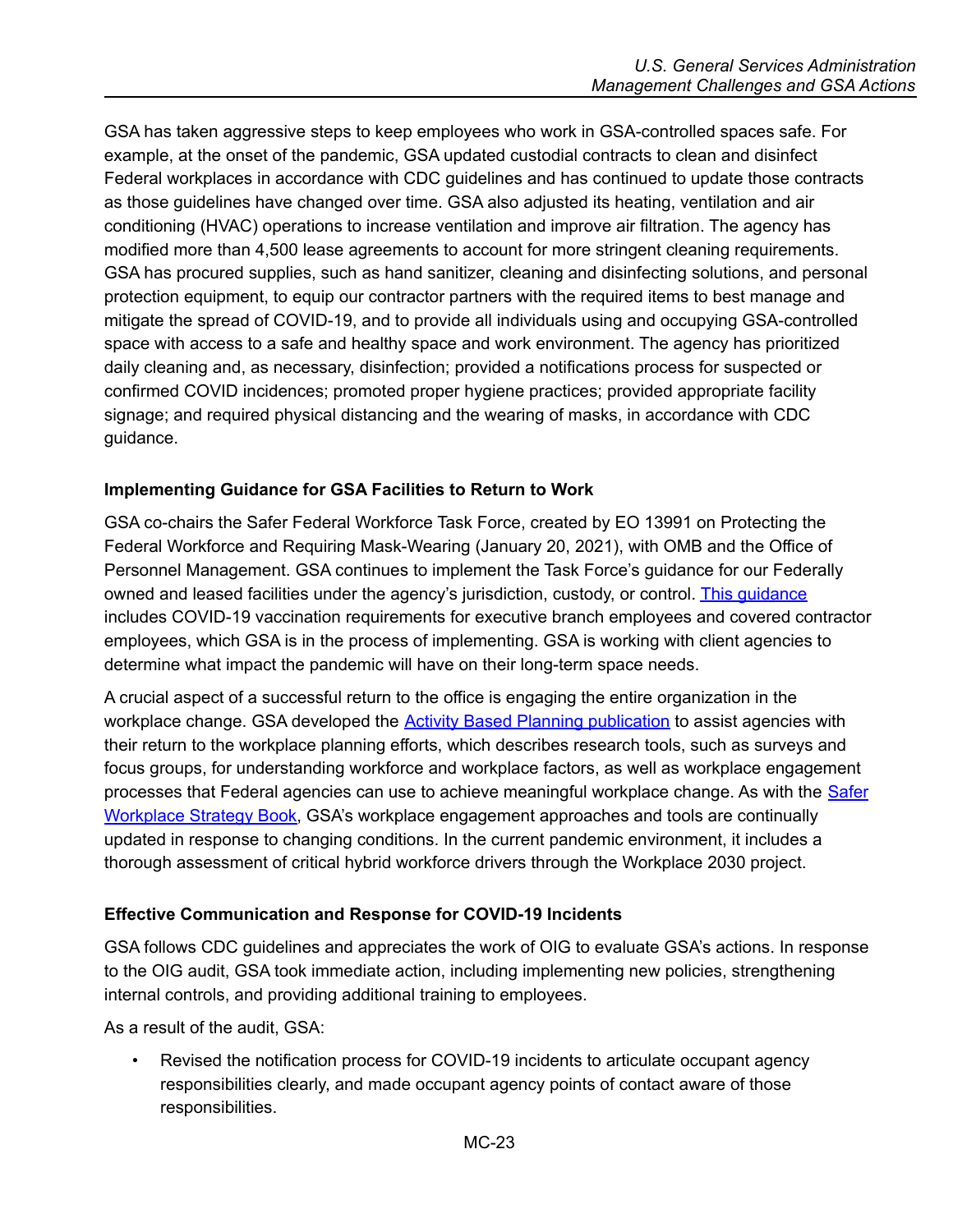GSA has taken aggressive steps to keep employees who work in GSA-controlled spaces safe. For example, at the onset of the pandemic, GSA updated custodial contracts to clean and disinfect Federal workplaces in accordance with CDC guidelines and has continued to update those contracts as those guidelines have changed over time. GSA also adjusted its heating, ventilation and air conditioning (HVAC) operations to increase ventilation and improve air filtration. The agency has modified more than 4,500 lease agreements to account for more stringent cleaning requirements. GSA has procured supplies, such as hand sanitizer, cleaning and disinfecting solutions, and personal protection equipment, to equip our contractor partners with the required items to best manage and mitigate the spread of COVID-19, and to provide all individuals using and occupying GSA-controlled space with access to a safe and healthy space and work environment. The agency has prioritized daily cleaning and, as necessary, disinfection; provided a notifications process for suspected or confirmed COVID incidences; promoted proper hygiene practices; provided appropriate facility signage; and required physical distancing and the wearing of masks, in accordance with CDC guidance.

### Implementing Guidance for GSA Facilities to Return to Work

GSA co-chairs the Safer Federal Workforce Task Force, created by EO 13991 on Protecting the Federal Workforce and Requiring Mask-Wearing (January 20, 2021), with OMB and the Office of Personnel Management. GSA continues to implement the Task Force's guidance for our Federally owned and leased facilities under the agency's jurisdiction, custody, or control. This guidance includes COVID-19 vaccination requirements for executive branch employees and covered contractor employees, which GSA is in the process of implementing. GSA is working with client agencies to determine what impact the pandemic will have on their long-term space needs.

A crucial aspect of a successful return to the office is engaging the entire organization in the workplace change. GSA developed the Activity Based Planning publication to assist agencies with their return to the workplace planning efforts, which describes research tools, such as surveys and focus groups, for understanding workforce and workplace factors, as well as workplace engagement processes that Federal agencies can use to achieve meaningful workplace change. As with the Safer Workplace Strategy Book, GSA's workplace engagement approaches and tools are continually updated in response to changing conditions. In the current pandemic environment, it includes a thorough assessment of critical hybrid workforce drivers through the Workplace 2030 project.

### Effective Communication and Response for COVID-19 Incidents

GSA follows CDC guidelines and appreciates the work of OIG to evaluate GSA's actions. In response to the OIG audit, GSA took immediate action, including implementing new policies, strengthening internal controls, and providing additional training to employees.

As a result of the audit, GSA:

- Revised the notification process for COVID-19 incidents to articulate occupant agency responsibilities clearly, and made occupant agency points of contact aware of those responsibilities.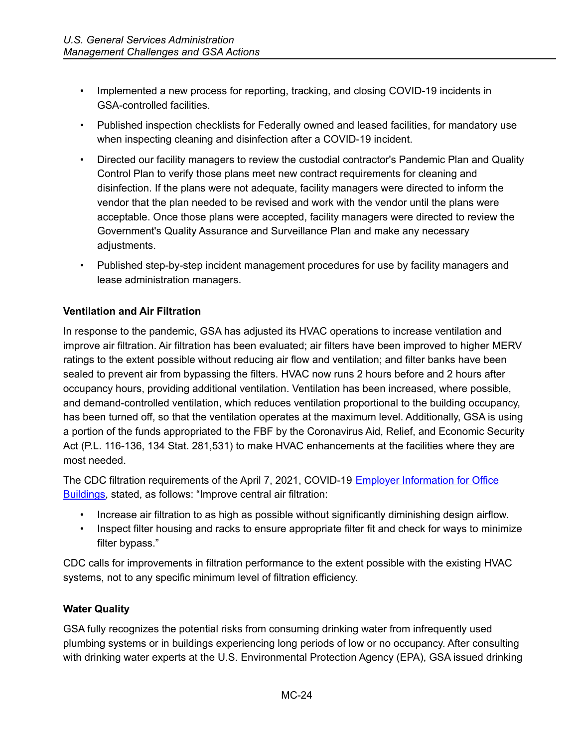- Implemented a new process for reporting, tracking, and closing COVID-19 incidents in GSA-controlled facilities.
- Published inspection checklists for Federally owned and leased facilities, for mandatory use when inspecting cleaning and disinfection after a COVID-19 incident.
- Directed our facility managers to review the custodial contractor's Pandemic Plan and Quality Control Plan to verify those plans meet new contract requirements for cleaning and disinfection. If the plans were not adequate, facility managers were directed to inform the vendor that the plan needed to be revised and work with the vendor until the plans were acceptable. Once those plans were accepted, facility managers were directed to review the Government's Quality Assurance and Surveillance Plan and make any necessary adjustments.
- Published step-by-step incident management procedures for use by facility managers and lease administration managers.

**Ventilation and Air Filtration**

In response to the pandemic, GSA has adjusted its HVAC operations to increase ventilation and improve air filtration. Air filtration has been evaluated; air filters have been improved to higher MERV ratings to the extent possible without reducing air flow and ventilation; and filter banks have been sealed to prevent air from bypassing the filters. HVAC now runs 2 hours before and 2 hours after occupancy hours, providing additional ventilation. Ventilation has been increased, where possible, and demand-controlled ventilation, which reduces ventilation proportional to the building occupancy, has been turned off, so that the ventilation operates at the maximum level. Additionally, GSA is using a portion of the funds appropriated to the FBF by the Coronavirus Aid, Relief, and Economic Security Act (P.L. 116-136, 134 Stat. 281,531) to make HVAC enhancements at the facilities where they are most needed.

The CDC filtration requirements of the April 7, 2021, COVID-19 [Employer Information for Office Buildings](), stated, as follows: "Improve central air filtration:

- Increase air filtration to as high as possible without significantly diminishing design airflow.
- Inspect filter housing and racks to ensure appropriate filter fit and check for ways to minimize filter bypass."

CDC calls for improvements in filtration performance to the extent possible with the existing HVAC systems, not to any specific minimum level of filtration efficiency.

**Water Quality**

GSA fully recognizes the potential risks from consuming drinking water from infrequently used plumbing systems or in buildings experiencing long periods of low or no occupancy. After consulting with drinking water experts at the U.S. Environmental Protection Agency (EPA), GSA issued drinking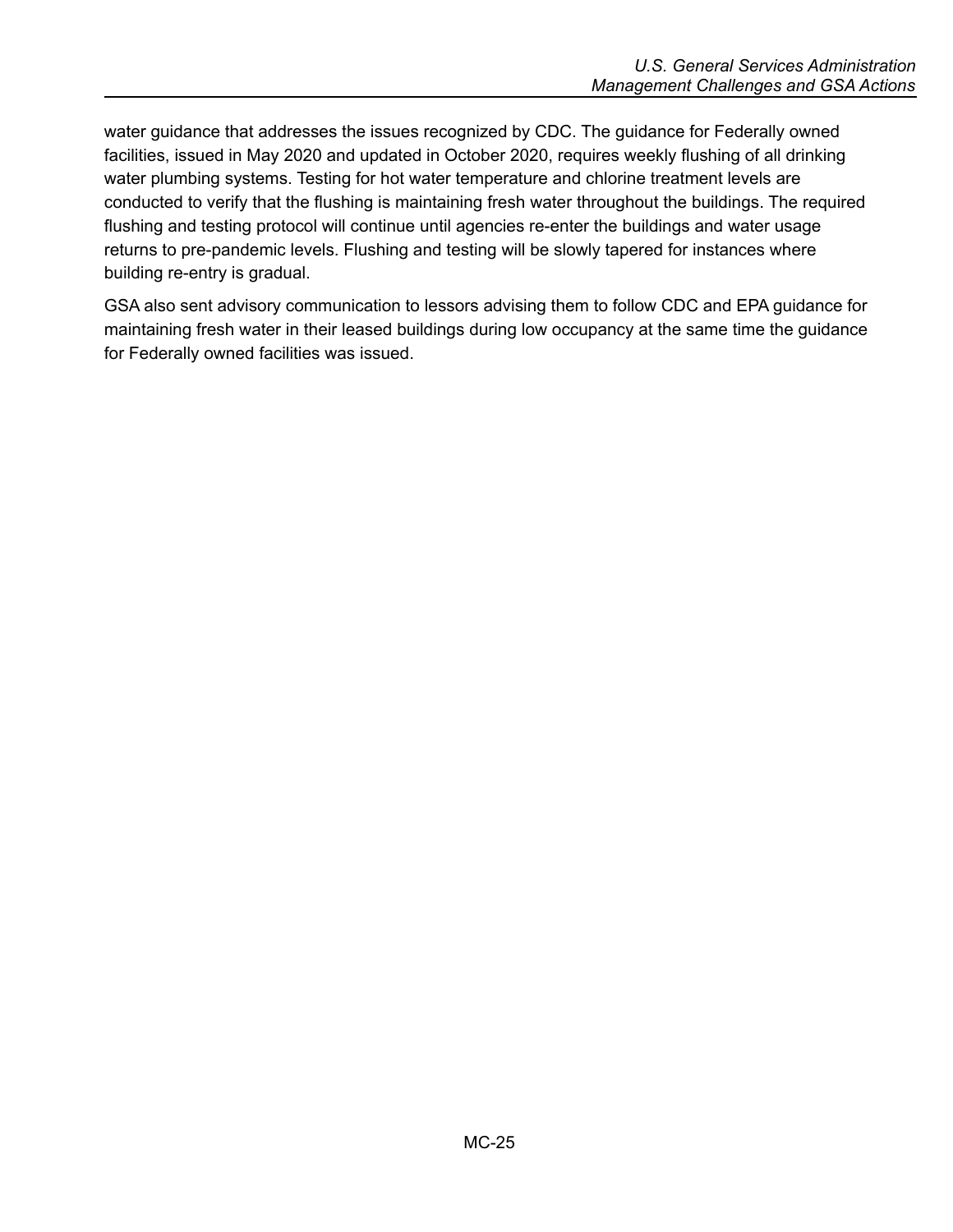water guidance that addresses the issues recognized by CDC. The guidance for Federally owned facilities, issued in May 2020 and updated in October 2020, requires weekly flushing of all drinking water plumbing systems. Testing for hot water temperature and chlorine treatment levels are conducted to verify that the flushing is maintaining fresh water throughout the buildings. The required flushing and testing protocol will continue until agencies re-enter the buildings and water usage returns to pre-pandemic levels. Flushing and testing will be slowly tapered for instances where building re-entry is gradual.

GSA also sent advisory communication to lessors advising them to follow CDC and EPA guidance for maintaining fresh water in their leased buildings during low occupancy at the same time the guidance for Federally owned facilities was issued.